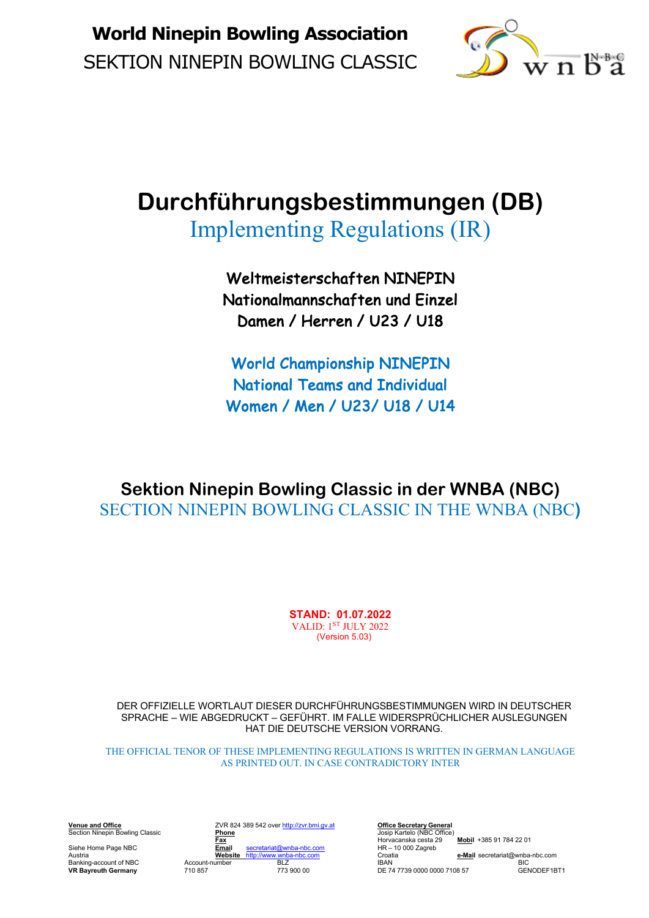**World Ninepin Bowling Association**

SEKTION NINEPIN BOWLING CLASSIC

# Durchführungsbestimmungen (DB)

## Implementing Regulations (IR)

**Weltmeisterschaften NINEPIN**
**Nationalmannschaften und Einzel**
**Damen / Herren / U23 / U18**

**World Championship NINEPIN**
**National Teams and Individual**
**Women / Men / U23/ U18 / U14**

## Sektion Ninepin Bowling Classic in der WNBA (NBC)

SECTION NINEPIN BOWLING CLASSIC IN THE WNBA (NBC)

**STAND: 01.07.2022**
VALID: 1ST JULY 2022
(Version 5.03)

DER OFFIZIELLE WORTLAUT DIESER DURCHFÜHRUNGSBESTIMMUNGEN WIRD IN DEUTSCHER SPRACHE – WIE ABGEDRUCKT – GEFÜHRT. IM FALLE WIDERSPRÜCHLICHER AUSLEGUNGEN HAT DIE DEUTSCHE VERSION VORRANG.

THE OFFICIAL TENOR OF THESE IMPLEMENTING REGULATIONS IS WRITTEN IN GERMAN LANGUAGE AS PRINTED OUT. IN CASE CONTRADICTORY INTER

**Venue and Office**
Section Ninepin Bowling Classic

Siehe Home Page NBC
Austria
Banking-account of NBC
**VR Bayreuth Germany**

ZVR 824 389 542 over http://zvr.bmi.gv.at
**Phone**
**Fax**
**Email** secretariat@wnba-nbc.com
**Website** http://www.wnba-nbc.com
Account-number 710 857
BLZ 773 900 00

**Office Secretary General**
Josip Kartelo (NBC Office)
Horvacanska cesta 29
HR – 10 000 Zagreb
Croatia
IBAN DE 74 7739 0000 0000 7108 57
**Mobil** +385 91 784 22 01
**e-Mail** secretariat@wnba-nbc.com
BIC GENODEF1BT1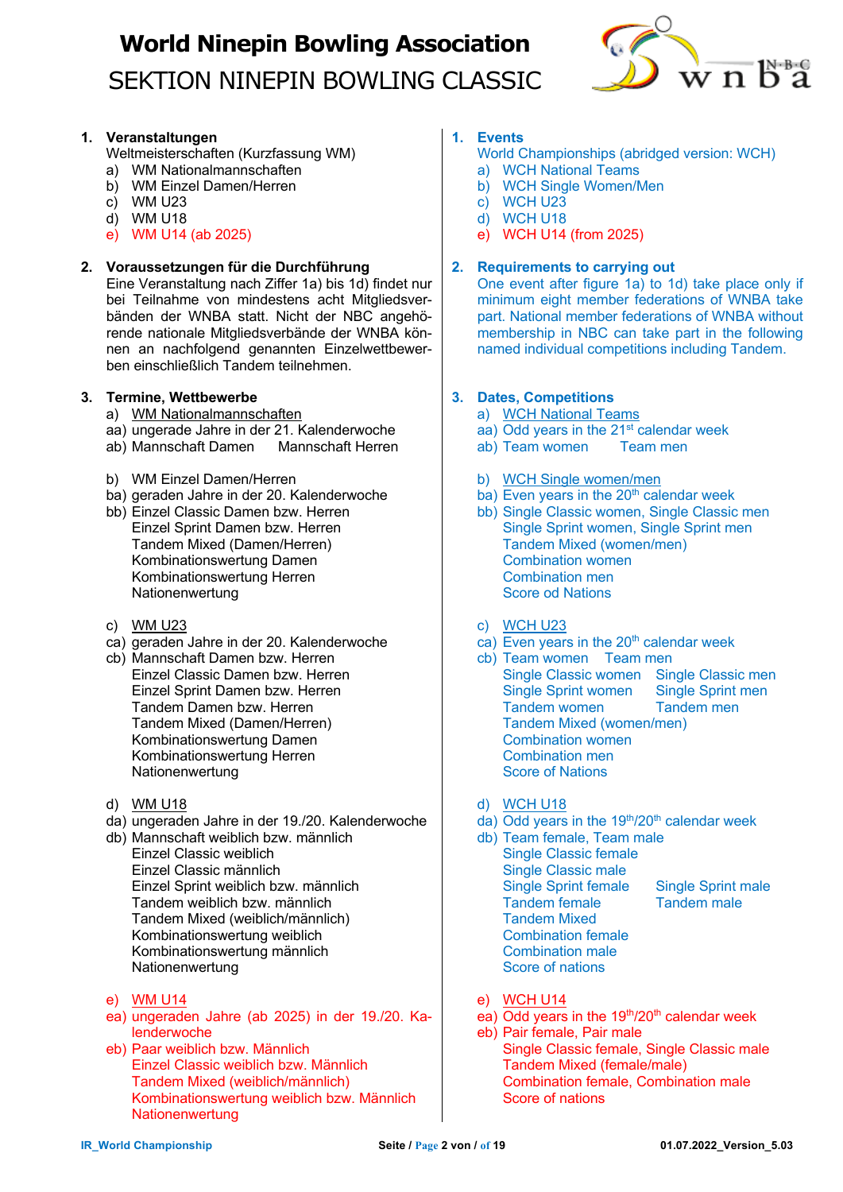# World Ninepin Bowling Association

## SEKTION NINEPIN BOWLING CLASSIC

**1. Veranstaltungen**

Weltmeisterschaften (Kurzfassung WM)

a) WM Nationalmannschaften
b) WM Einzel Damen/Herren
c) WM U23
d) WM U18
e) WM U14 (ab 2025)

**2. Voraussetzungen für die Durchführung**

Eine Veranstaltung nach Ziffer 1a) bis 1d) findet nur bei Teilnahme von mindestens acht Mitgliedsverbänden der WNBA statt. Nicht der NBC angehörende nationale Mitgliedsverbände der WNBA können an nachfolgend genannten Einzelwettbewerben einschließlich Tandem teilnehmen.

**3. Termine, Wettbewerbe**

a) WM Nationalmannschaften
aa) ungerade Jahre in der 21. Kalenderwoche
ab) Mannschaft Damen     Mannschaft Herren

b) WM Einzel Damen/Herren
ba) geraden Jahre in der 20. Kalenderwoche
bb) Einzel Classic Damen bzw. Herren
Einzel Sprint Damen bzw. Herren
Tandem Mixed (Damen/Herren)
Kombinationswertung Damen
Kombinationswertung Herren
Nationenwertung

c) WM U23
ca) geraden Jahre in der 20. Kalenderwoche
cb) Mannschaft Damen bzw. Herren
Einzel Classic Damen bzw. Herren
Einzel Sprint Damen bzw. Herren
Tandem Damen bzw. Herren
Tandem Mixed (Damen/Herren)
Kombinationswertung Damen
Kombinationswertung Herren
Nationenwertung

d) WM U18
da) ungeraden Jahre in der 19./20. Kalenderwoche
db) Mannschaft weiblich bzw. männlich
Einzel Classic weiblich
Einzel Classic männlich
Einzel Sprint weiblich bzw. männlich
Tandem weiblich bzw. männlich
Tandem Mixed (weiblich/männlich)
Kombinationswertung weiblich
Kombinationswertung männlich
Nationenwertung

e) WM U14
ea) ungeraden Jahre (ab 2025) in der 19./20. Kalenderwoche
eb) Paar weiblich bzw. Männlich
Einzel Classic weiblich bzw. Männlich
Tandem Mixed (weiblich/männlich)
Kombinationswertung weiblich bzw. Männlich
Nationenwertung

**1. Events**

World Championships (abridged version: WCH)

a) WCH National Teams
b) WCH Single Women/Men
c) WCH U23
d) WCH U18
e) WCH U14 (from 2025)

**2. Requirements to carrying out**

One event after figure 1a) to 1d) take place only if minimum eight member federations of WNBA take part. National member federations of WNBA without membership in NBC can take part in the following named individual competitions including Tandem.

**3. Dates, Competitions**

a) WCH National Teams
aa) Odd years in the 21st calendar week
ab) Team women     Team men

b) WCH Single women/men
ba) Even years in the 20th calendar week
bb) Single Classic women, Single Classic men
Single Sprint women, Single Sprint men
Tandem Mixed (women/men)
Combination women
Combination men
Score od Nations

c) WCH U23
ca) Even years in the 20th calendar week
cb) Team women     Team men
Single Classic women     Single Classic men
Single Sprint women     Single Sprint men
Tandem women     Tandem men
Tandem Mixed (women/men)
Combination women
Combination men
Score of Nations

d) WCH U18
da) Odd years in the 19th/20th calendar week
db) Team female, Team male
Single Classic female
Single Classic male
Single Sprint female     Single Sprint male
Tandem female     Tandem male
Tandem Mixed
Combination female
Combination male
Score of nations

e) WCH U14
ea) Odd years in the 19th/20th calendar week
eb) Pair female, Pair male
Single Classic female, Single Classic male
Tandem Mixed (female/male)
Combination female, Combination male
Score of nations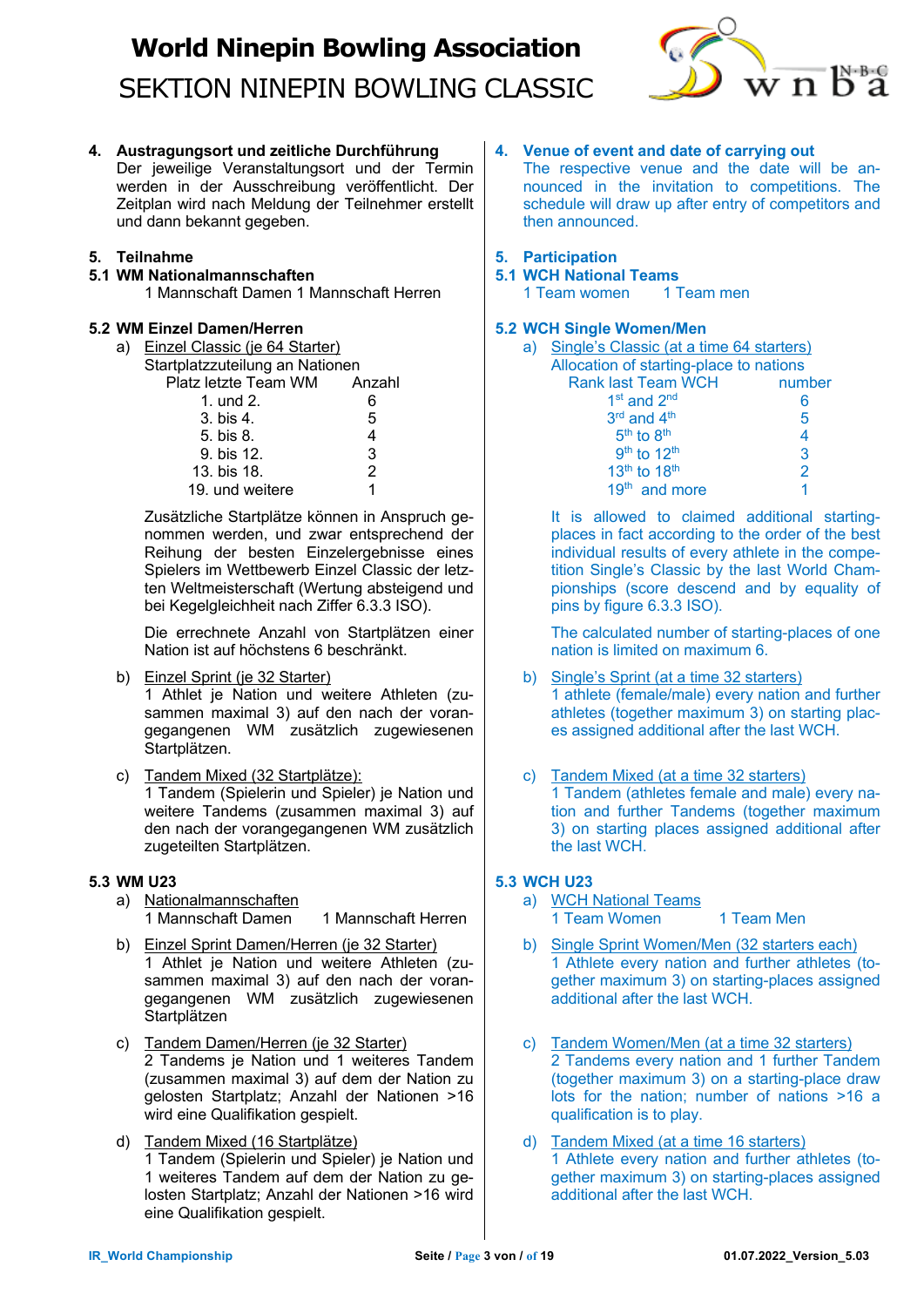## 4. Austragungsort und zeitliche Durchführung

Der jeweilige Veranstaltungsort und der Termin werden in der Ausschreibung veröffentlicht. Der Zeitplan wird nach Meldung der Teilnehmer erstellt und dann bekannt gegeben.

## 5. Teilnahme

### 5.1 WM Nationalmannschaften

1 Mannschaft Damen 1 Mannschaft Herren

### 5.2 WM Einzel Damen/Herren

a) Einzel Classic (je 64 Starter)

Startplatzzuteilung an Nationen

| Platz letzte Team WM | Anzahl |
|---|---|
| 1. und 2. | 6 |
| 3. bis 4. | 5 |
| 5. bis 8. | 4 |
| 9. bis 12. | 3 |
| 13. bis 18. | 2 |
| 19. und weitere | 1 |

Zusätzliche Startplätze können in Anspruch genommen werden, und zwar entsprechend der Reihung der besten Einzelergebnisse eines Spielers im Wettbewerb Einzel Classic der letzten Weltmeisterschaft (Wertung absteigend und bei Kegelgleichheit nach Ziffer 6.3.3 ISO).

Die errechnete Anzahl von Startplätzen einer Nation ist auf höchstens 6 beschränkt.

b) Einzel Sprint (je 32 Starter)

1 Athlet je Nation und weitere Athleten (zusammen maximal 3) auf den nach der vorangegangenen WM zusätzlich zugewiesenen Startplätzen.

c) Tandem Mixed (32 Startplätze):

1 Tandem (Spielerin und Spieler) je Nation und weitere Tandems (zusammen maximal 3) auf den nach der vorangegangenen WM zusätzlich zugeteilten Startplätzen.

### 5.3 WM U23

a) Nationalmannschaften

1 Mannschaft Damen 1 Mannschaft Herren

b) Einzel Sprint Damen/Herren (je 32 Starter)

1 Athlet je Nation und weitere Athleten (zusammen maximal 3) auf den nach der vorangegangenen WM zusätzlich zugewiesenen Startplätzen

c) Tandem Damen/Herren (je 32 Starter)

2 Tandems je Nation und 1 weiteres Tandem (zusammen maximal 3) auf dem der Nation zu gelosten Startplatz; Anzahl der Nationen >16 wird eine Qualifikation gespielt.

d) Tandem Mixed (16 Startplätze)

1 Tandem (Spielerin und Spieler) je Nation und 1 weiteres Tandem auf dem der Nation zu gelosten Startplatz; Anzahl der Nationen >16 wird eine Qualifikation gespielt.

## 4. Venue of event and date of carrying out

The respective venue and the date will be announced in the invitation to competitions. The schedule will draw up after entry of competitors and then announced.

## 5. Participation

### 5.1 WCH National Teams

1 Team women 1 Team men

### 5.2 WCH Single Women/Men

a) Single's Classic (at a time 64 starters)

Allocation of starting-place to nations

| Rank last Team WCH | number |
|---|---|
| 1st and 2nd | 6 |
| 3rd and 4th | 5 |
| 5th to 8th | 4 |
| 9th to 12th | 3 |
| 13th to 18th | 2 |
| 19th and more | 1 |

It is allowed to claimed additional starting-places in fact according to the order of the best individual results of every athlete in the competition Single's Classic by the last World Championships (score descend and by equality of pins by figure 6.3.3 ISO).

The calculated number of starting-places of one nation is limited on maximum 6.

b) Single's Sprint (at a time 32 starters)

1 athlete (female/male) every nation and further athletes (together maximum 3) on starting places assigned additional after the last WCH.

c) Tandem Mixed (at a time 32 starters)

1 Tandem (athletes female and male) every nation and further Tandems (together maximum 3) on starting places assigned additional after the last WCH.

### 5.3 WCH U23

a) WCH National Teams

1 Team Women 1 Team Men

b) Single Sprint Women/Men (32 starters each)

1 Athlete every nation and further athletes (together maximum 3) on starting-places assigned additional after the last WCH.

c) Tandem Women/Men (at a time 32 starters)

2 Tandems every nation and 1 further Tandem (together maximum 3) on a starting-place draw lots for the nation; number of nations >16 a qualification is to play.

d) Tandem Mixed (at a time 16 starters)

1 Athlete every nation and further athletes (together maximum 3) on starting-places assigned additional after the last WCH.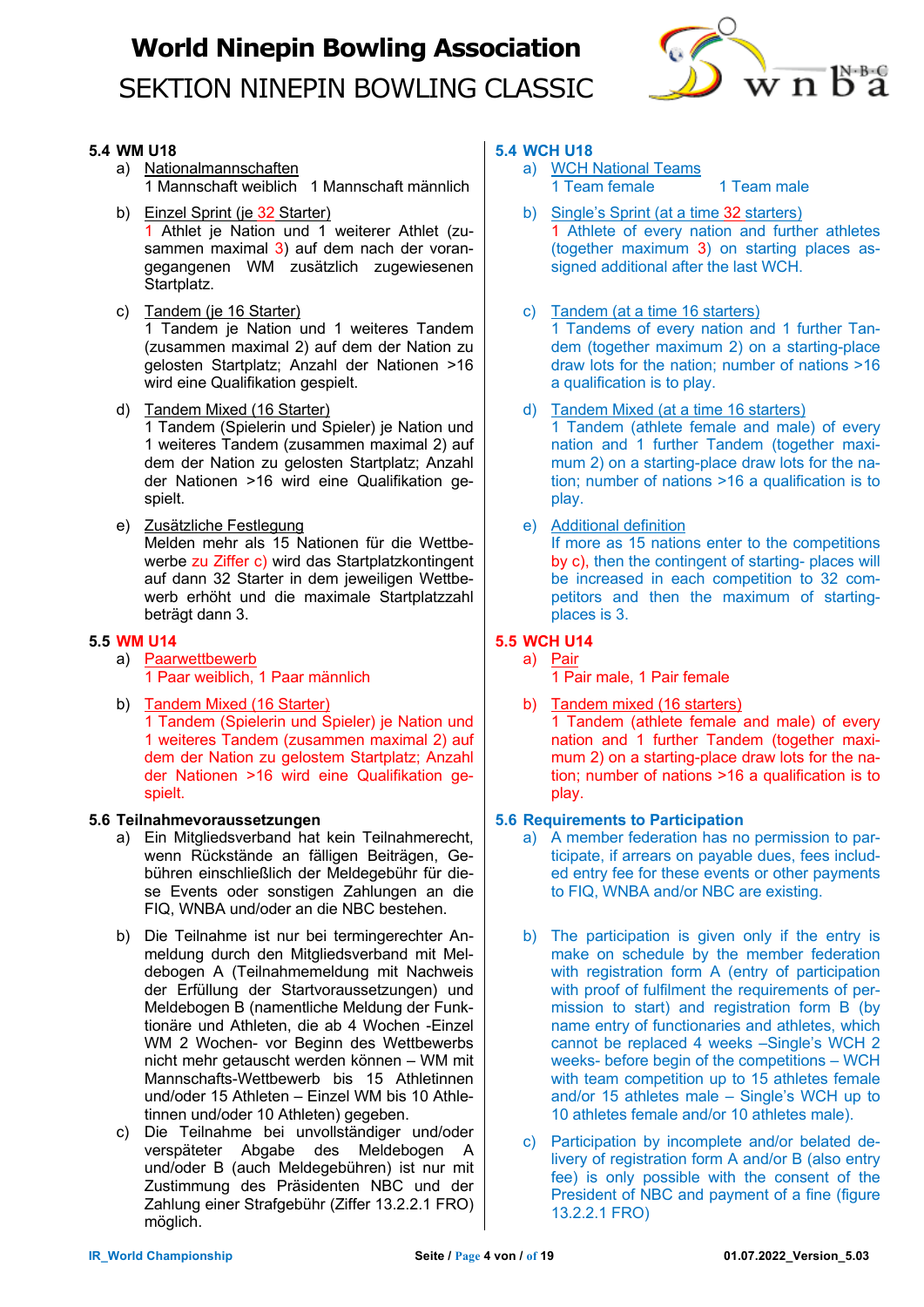### 5.4 WM U18

a) Nationalmannschaften
1 Mannschaft weiblich 1 Mannschaft männlich

b) Einzel Sprint (je 32 Starter)
1 Athlet je Nation und 1 weiterer Athlet (zusammen maximal 3) auf dem nach der vorangegangenen WM zusätzlich zugewiesenen Startplatz.

c) Tandem (je 16 Starter)
1 Tandem je Nation und 1 weiteres Tandem (zusammen maximal 2) auf dem der Nation zu gelosten Startplatz; Anzahl der Nationen >16 wird eine Qualifikation gespielt.

d) Tandem Mixed (16 Starter)
1 Tandem (Spielerin und Spieler) je Nation und 1 weiteres Tandem (zusammen maximal 2) auf dem der Nation zu gelosten Startplatz; Anzahl der Nationen >16 wird eine Qualifikation gespielt.

e) Zusätzliche Festlegung
Melden mehr als 15 Nationen für die Wettbewerbe zu Ziffer c) wird das Startplatzkontingent auf dann 32 Starter in dem jeweiligen Wettbewerb erhöht und die maximale Startplatzzahl beträgt dann 3.

### 5.5 WM U14

a) Paarwettbewerb
1 Paar weiblich, 1 Paar männlich

b) Tandem Mixed (16 Starter)
1 Tandem (Spielerin und Spieler) je Nation und 1 weiteres Tandem (zusammen maximal 2) auf dem der Nation zu gelostem Startplatz; Anzahl der Nationen >16 wird eine Qualifikation gespielt.

### 5.6 Teilnahmevoraussetzungen

a) Ein Mitgliedsverband hat kein Teilnahmerecht, wenn Rückstände an fälligen Beiträgen, Gebühren einschließlich der Meldegebühr für diese Events oder sonstigen Zahlungen an die FIQ, WNBA und/oder an die NBC bestehen.

b) Die Teilnahme ist nur bei termingerechter Anmeldung durch den Mitgliedsverband mit Meldebogen A (Teilnahmemeldung mit Nachweis der Erfüllung der Startvoraussetzungen) und Meldebogen B (namentliche Meldung der Funktionäre und Athleten, die ab 4 Wochen -Einzel WM 2 Wochen- vor Beginn des Wettbewerbs nicht mehr getauscht werden können – WM mit Mannschafts-Wettbewerb bis 15 Athletinnen und/oder 15 Athleten – Einzel WM bis 10 Athletinnen und/oder 10 Athleten) gegeben.

c) Die Teilnahme bei unvollständiger und/oder verspäteter Abgabe des Meldebogen A und/oder B (auch Meldegebühren) ist nur mit Zustimmung des Präsidenten NBC und der Zahlung einer Strafgebühr (Ziffer 13.2.2.1 FRO) möglich.

### 5.4 WCH U18

a) WCH National Teams
1 Team female 1 Team male

b) Single's Sprint (at a time 32 starters)
1 Athlete of every nation and further athletes (together maximum 3) on starting places assigned additional after the last WCH.

c) Tandem (at a time 16 starters)
1 Tandems of every nation and 1 further Tandem (together maximum 2) on a starting-place draw lots for the nation; number of nations >16 a qualification is to play.

d) Tandem Mixed (at a time 16 starters)
1 Tandem (athlete female and male) of every nation and 1 further Tandem (together maximum 2) on a starting-place draw lots for the nation; number of nations >16 a qualification is to play.

e) Additional definition
If more as 15 nations enter to the competitions by c), then the contingent of starting- places will be increased in each competition to 32 competitors and then the maximum of starting-places is 3.

### 5.5 WCH U14

a) Pair
1 Pair male, 1 Pair female

b) Tandem mixed (16 starters)
1 Tandem (athlete female and male) of every nation and 1 further Tandem (together maximum 2) on a starting-place draw lots for the nation; number of nations >16 a qualification is to play.

### 5.6 Requirements to Participation

a) A member federation has no permission to participate, if arrears on payable dues, fees included entry fee for these events or other payments to FIQ, WNBA and/or NBC are existing.

b) The participation is given only if the entry is make on schedule by the member federation with registration form A (entry of participation with proof of fulfilment the requirements of permission to start) and registration form B (by name entry of functionaries and athletes, which cannot be replaced 4 weeks –Single's WCH 2 weeks- before begin of the competitions – WCH with team competition up to 15 athletes female and/or 15 athletes male – Single's WCH up to 10 athletes female and/or 10 athletes male).

c) Participation by incomplete and/or belated delivery of registration form A and/or B (also entry fee) is only possible with the consent of the President of NBC and payment of a fine (figure 13.2.2.1 FRO)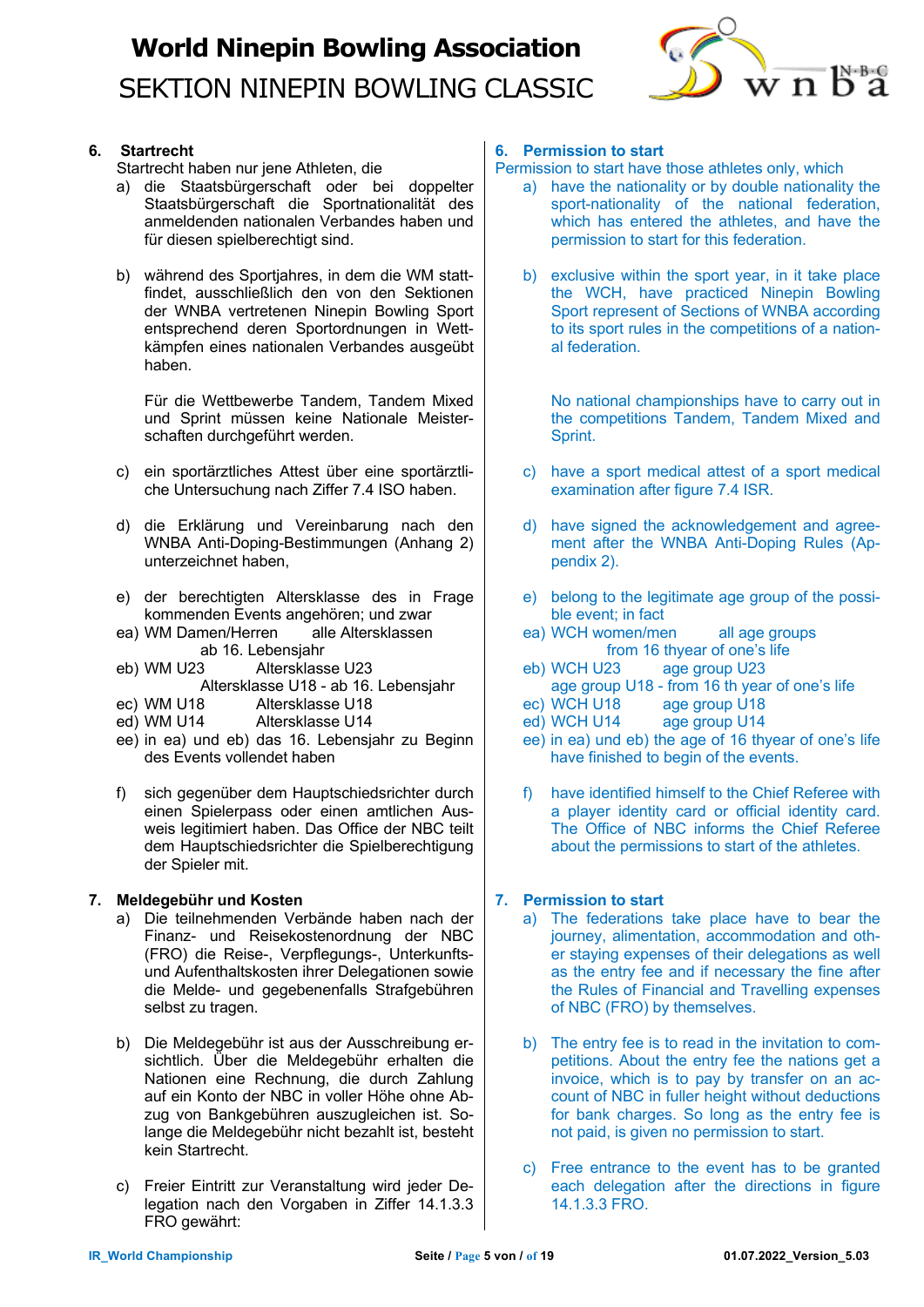## 6. Startrecht

Startrecht haben nur jene Athleten, die

a) die Staatsbürgerschaft oder bei doppelter Staatsbürgerschaft die Sportnationalität des anmeldenden nationalen Verbandes haben und für diesen spielberechtigt sind.

b) während des Sportjahres, in dem die WM stattfindet, ausschließlich den von den Sektionen der WNBA vertretenen Ninepin Bowling Sport entsprechend deren Sportordnungen in Wettkämpfen eines nationalen Verbandes ausgeübt haben.

Für die Wettbewerbe Tandem, Tandem Mixed und Sprint müssen keine Nationale Meisterschaften durchgeführt werden.

c) ein sportärztliches Attest über eine sportärztliche Untersuchung nach Ziffer 7.4 ISO haben.

d) die Erklärung und Vereinbarung nach den WNBA Anti-Doping-Bestimmungen (Anhang 2) unterzeichnet haben,

e) der berechtigten Altersklasse des in Frage kommenden Events angehören; und zwar

ea) WM Damen/Herren — alle Altersklassen ab 16. Lebensjahr

eb) WM U23 — Altersklasse U23, Altersklasse U18 - ab 16. Lebensjahr

ec) WM U18 — Altersklasse U18

ed) WM U14 — Altersklasse U14

ee) in ea) und eb) das 16. Lebensjahr zu Beginn des Events vollendet haben

f) sich gegenüber dem Hauptschiedsrichter durch einen Spielerpass oder einen amtlichen Ausweis legitimiert haben. Das Office der NBC teilt dem Hauptschiedsrichter die Spielberechtigung der Spieler mit.

## 7. Meldegebühr und Kosten

a) Die teilnehmenden Verbände haben nach der Finanz- und Reisekostenordnung der NBC (FRO) die Reise-, Verpflegungs-, Unterkunfts- und Aufenthaltskosten ihrer Delegationen sowie die Melde- und gegebenenfalls Strafgebühren selbst zu tragen.

b) Die Meldegebühr ist aus der Ausschreibung ersichtlich. Über die Meldegebühr erhalten die Nationen eine Rechnung, die durch Zahlung auf ein Konto der NBC in voller Höhe ohne Abzug von Bankgebühren auszugleichen ist. Solange die Meldegebühr nicht bezahlt ist, besteht kein Startrecht.

c) Freier Eintritt zur Veranstaltung wird jeder Delegation nach den Vorgaben in Ziffer 14.1.3.3 FRO gewährt:

## 6. Permission to start

Permission to start have those athletes only, which

a) have the nationality or by double nationality the sport-nationality of the national federation, which has entered the athletes, and have the permission to start for this federation.

b) exclusive within the sport year, in it take place the WCH, have practiced Ninepin Bowling Sport represent of Sections of WNBA according to its sport rules in the competitions of a national federation.

No national championships have to carry out in the competitions Tandem, Tandem Mixed and Sprint.

c) have a sport medical attest of a sport medical examination after figure 7.4 ISR.

d) have signed the acknowledgement and agreement after the WNBA Anti-Doping Rules (Appendix 2).

e) belong to the legitimate age group of the possible event; in fact

ea) WCH women/men — all age groups from 16 thyear of one's life

eb) WCH U23 — age group U23, age group U18 - from 16 th year of one's life

ec) WCH U18 — age group U18

ed) WCH U14 — age group U14

ee) in ea) und eb) the age of 16 thyear of one's life have finished to begin of the events.

f) have identified himself to the Chief Referee with a player identity card or official identity card. The Office of NBC informs the Chief Referee about the permissions to start of the athletes.

## 7. Permission to start

a) The federations take place have to bear the journey, alimentation, accommodation and other staying expenses of their delegations as well as the entry fee and if necessary the fine after the Rules of Financial and Travelling expenses of NBC (FRO) by themselves.

b) The entry fee is to read in the invitation to competitions. About the entry fee the nations get a invoice, which is to pay by transfer on an account of NBC in fuller height without deductions for bank charges. So long as the entry fee is not paid, is given no permission to start.

c) Free entrance to the event has to be granted each delegation after the directions in figure 14.1.3.3 FRO.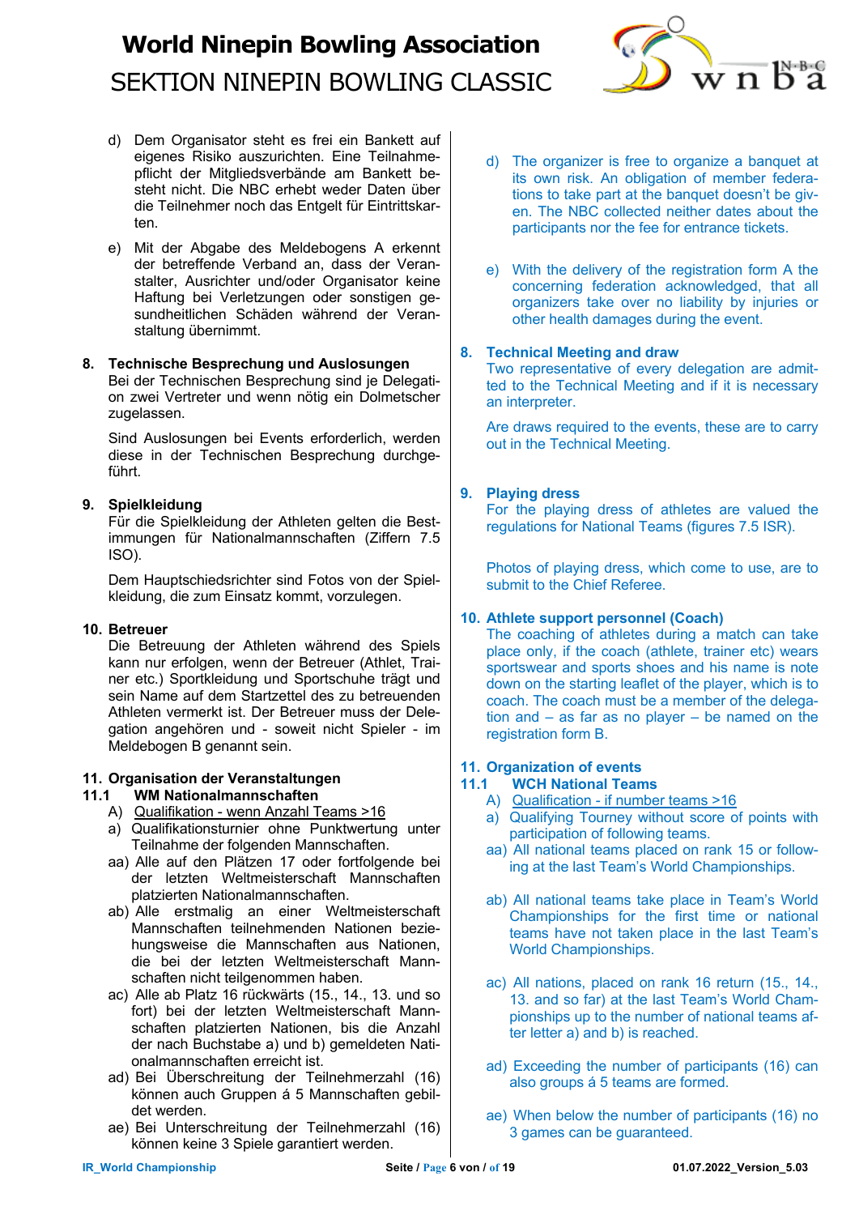d) Dem Organisator steht es frei ein Bankett auf eigenes Risiko auszurichten. Eine Teilnahmepflicht der Mitgliedsverbände am Bankett besteht nicht. Die NBC erhebt weder Daten über die Teilnehmer noch das Entgelt für Eintrittskarten.

e) Mit der Abgabe des Meldebogens A erkennt der betreffende Verband an, dass der Veranstalter, Ausrichter und/oder Organisator keine Haftung bei Verletzungen oder sonstigen gesundheitlichen Schäden während der Veranstaltung übernimmt.

## 8. Technische Besprechung und Auslosungen

Bei der Technischen Besprechung sind je Delegation zwei Vertreter und wenn nötig ein Dolmetscher zugelassen.

Sind Auslosungen bei Events erforderlich, werden diese in der Technischen Besprechung durchgeführt.

## 9. Spielkleidung

Für die Spielkleidung der Athleten gelten die Bestimmungen für Nationalmannschaften (Ziffern 7.5 ISO).

Dem Hauptschiedsrichter sind Fotos von der Spielkleidung, die zum Einsatz kommt, vorzulegen.

## 10. Betreuer

Die Betreuung der Athleten während des Spiels kann nur erfolgen, wenn der Betreuer (Athlet, Trainer etc.) Sportkleidung und Sportschuhe trägt und sein Name auf dem Startzettel des zu betreuenden Athleten vermerkt ist. Der Betreuer muss der Delegation angehören und - soweit nicht Spieler - im Meldebogen B genannt sein.

## 11. Organisation der Veranstaltungen

### 11.1 WM Nationalmannschaften

A) Qualifikation - wenn Anzahl Teams >16

a) Qualifikationsturnier ohne Punktwertung unter Teilnahme der folgenden Mannschaften.

aa) Alle auf den Plätzen 17 oder fortfolgende bei der letzten Weltmeisterschaft Mannschaften platzierten Nationalmannschaften.

ab) Alle erstmalig an einer Weltmeisterschaft Mannschaften teilnehmenden Nationen beziehungsweise die Mannschaften aus Nationen, die bei der letzten Weltmeisterschaft Mannschaften nicht teilgenommen haben.

ac) Alle ab Platz 16 rückwärts (15., 14., 13. und so fort) bei der letzten Weltmeisterschaft Mannschaften platzierten Nationen, bis die Anzahl der nach Buchstabe a) und b) gemeldeten Nationalmannschaften erreicht ist.

ad) Bei Überschreitung der Teilnehmerzahl (16) können auch Gruppen á 5 Mannschaften gebildet werden.

ae) Bei Unterschreitung der Teilnehmerzahl (16) können keine 3 Spiele garantiert werden.

---

d) The organizer is free to organize a banquet at its own risk. An obligation of member federations to take part at the banquet doesn't be given. The NBC collected neither dates about the participants nor the fee for entrance tickets.

e) With the delivery of the registration form A the concerning federation acknowledged, that all organizers take over no liability by injuries or other health damages during the event.

## 8. Technical Meeting and draw

Two representative of every delegation are admitted to the Technical Meeting and if it is necessary an interpreter.

Are draws required to the events, these are to carry out in the Technical Meeting.

## 9. Playing dress

For the playing dress of athletes are valued the regulations for National Teams (figures 7.5 ISR).

Photos of playing dress, which come to use, are to submit to the Chief Referee.

## 10. Athlete support personnel (Coach)

The coaching of athletes during a match can take place only, if the coach (athlete, trainer etc) wears sportswear and sports shoes and his name is note down on the starting leaflet of the player, which is to coach. The coach must be a member of the delegation and – as far as no player – be named on the registration form B.

## 11. Organization of events

### 11.1 WCH National Teams

A) Qualification - if number teams >16

a) Qualifying Tourney without score of points with participation of following teams.

aa) All national teams placed on rank 15 or following at the last Team's World Championships.

ab) All national teams take place in Team's World Championships for the first time or national teams have not taken place in the last Team's World Championships.

ac) All nations, placed on rank 16 return (15., 14., 13. and so far) at the last Team's World Championships up to the number of national teams after letter a) and b) is reached.

ad) Exceeding the number of participants (16) can also groups á 5 teams are formed.

ae) When below the number of participants (16) no 3 games can be guaranteed.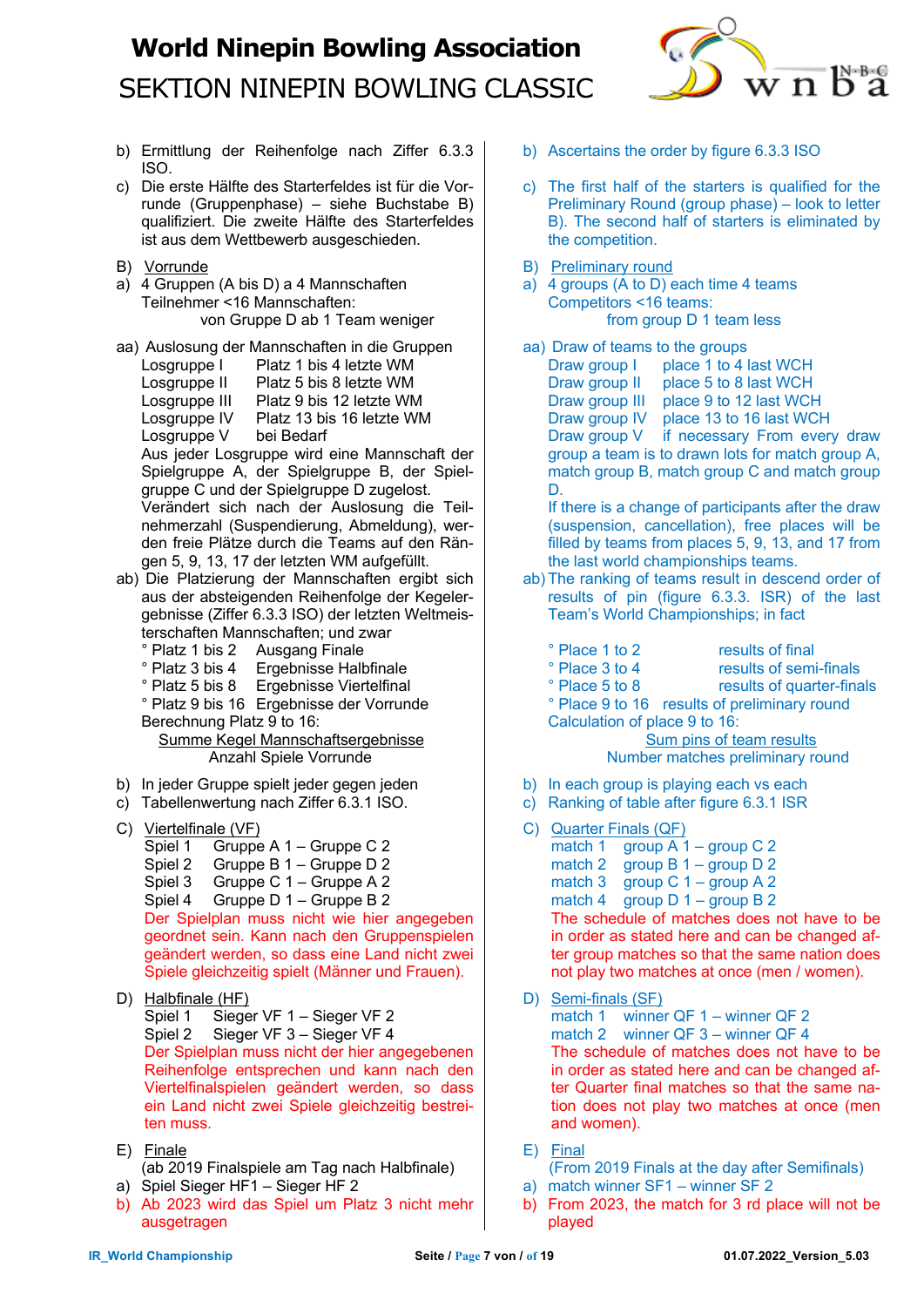b) Ermittlung der Reihenfolge nach Ziffer 6.3.3 ISO.

c) Die erste Hälfte des Starterfeldes ist für die Vorrunde (Gruppenphase) – siehe Buchstabe B) qualifiziert. Die zweite Hälfte des Starterfeldes ist aus dem Wettbewerb ausgeschieden.

B) Vorrunde

a) 4 Gruppen (A bis D) a 4 Mannschaften
Teilnehmer <16 Mannschaften:
von Gruppe D ab 1 Team weniger

aa) Auslosung der Mannschaften in die Gruppen

| | |
|---|---|
| Losgruppe I | Platz 1 bis 4 letzte WM |
| Losgruppe II | Platz 5 bis 8 letzte WM |
| Losgruppe III | Platz 9 bis 12 letzte WM |
| Losgruppe IV | Platz 13 bis 16 letzte WM |
| Losgruppe V | bei Bedarf |

Aus jeder Losgruppe wird eine Mannschaft der Spielgruppe A, der Spielgruppe B, der Spielgruppe C und der Spielgruppe D zugelost.
Verändert sich nach der Auslosung die Teilnehmerzahl (Suspendierung, Abmeldung), werden freie Plätze durch die Teams auf den Rängen 5, 9, 13, 17 der letzten WM aufgefüllt.

ab) Die Platzierung der Mannschaften ergibt sich aus der absteigenden Reihenfolge der Kegelergebnisse (Ziffer 6.3.3 ISO) der letzten Weltmeisterschaften Mannschaften; und zwar

| | |
|---|---|
| ° Platz 1 bis 2 | Ausgang Finale |
| ° Platz 3 bis 4 | Ergebnisse Halbfinale |
| ° Platz 5 bis 8 | Ergebnisse Viertelfinal |
| ° Platz 9 bis 16 | Ergebnisse der Vorrunde |

Berechnung Platz 9 to 16:

$$\frac{\text{Summe Kegel Mannschaftsergebnisse}}{\text{Anzahl Spiele Vorrunde}}$$

b) In jeder Gruppe spielt jeder gegen jeden

c) Tabellenwertung nach Ziffer 6.3.1 ISO.

C) Viertelfinale (VF)

| | |
|---|---|
| Spiel 1 | Gruppe A 1 – Gruppe C 2 |
| Spiel 2 | Gruppe B 1 – Gruppe D 2 |
| Spiel 3 | Gruppe C 1 – Gruppe A 2 |
| Spiel 4 | Gruppe D 1 – Gruppe B 2 |

Der Spielplan muss nicht wie hier angegeben geordnet sein. Kann nach den Gruppenspielen geändert werden, so dass eine Land nicht zwei Spiele gleichzeitig spielt (Männer und Frauen).

D) Halbfinale (HF)

| | |
|---|---|
| Spiel 1 | Sieger VF 1 – Sieger VF 2 |
| Spiel 2 | Sieger VF 3 – Sieger VF 4 |

Der Spielplan muss nicht der hier angegebenen Reihenfolge entsprechen und kann nach den Viertelfinalspielen geändert werden, so dass ein Land nicht zwei Spiele gleichzeitig bestreiten muss.

E) Finale
(ab 2019 Finalspiele am Tag nach Halbfinale)

a) Spiel Sieger HF1 – Sieger HF 2

b) Ab 2023 wird das Spiel um Platz 3 nicht mehr ausgetragen

---

b) Ascertains the order by figure 6.3.3 ISO

c) The first half of the starters is qualified for the Preliminary Round (group phase) – look to letter B). The second half of starters is eliminated by the competition.

B) Preliminary round

a) 4 groups (A to D) each time 4 teams
Competitors <16 teams:
from group D 1 team less

aa) Draw of teams to the groups

| | |
|---|---|
| Draw group I | place 1 to 4 last WCH |
| Draw group II | place 5 to 8 last WCH |
| Draw group III | place 9 to 12 last WCH |
| Draw group IV | place 13 to 16 last WCH |
| Draw group V | if necessary |

From every draw group a team is to drawn lots for match group A, match group B, match group C and match group D.
If there is a change of participants after the draw (suspension, cancellation), free places will be filled by teams from places 5, 9, 13, and 17 from the last world championships teams.

ab) The ranking of teams result in descend order of results of pin (figure 6.3.3. ISR) of the last Team's World Championships; in fact

| | |
|---|---|
| ° Place 1 to 2 | results of final |
| ° Place 3 to 4 | results of semi-finals |
| ° Place 5 to 8 | results of quarter-finals |
| ° Place 9 to 16 | results of preliminary round |

Calculation of place 9 to 16:

$$\frac{\text{Sum pins of team results}}{\text{Number matches preliminary round}}$$

b) In each group is playing each vs each

c) Ranking of table after figure 6.3.1 ISR

C) Quarter Finals (QF)

| | |
|---|---|
| match 1 | group A 1 – group C 2 |
| match 2 | group B 1 – group D 2 |
| match 3 | group C 1 – group A 2 |
| match 4 | group D 1 – group B 2 |

The schedule of matches does not have to be in order as stated here and can be changed after group matches so that the same nation does not play two matches at once (men / women).

D) Semi-finals (SF)

| | |
|---|---|
| match 1 | winner QF 1 – winner QF 2 |
| match 2 | winner QF 3 – winner QF 4 |

The schedule of matches does not have to be in order as stated here and can be changed after Quarter final matches so that the same nation does not play two matches at once (men and women).

E) Final
(From 2019 Finals at the day after Semifinals)

a) match winner SF1 – winner SF 2

b) From 2023, the match for 3 rd place will not be played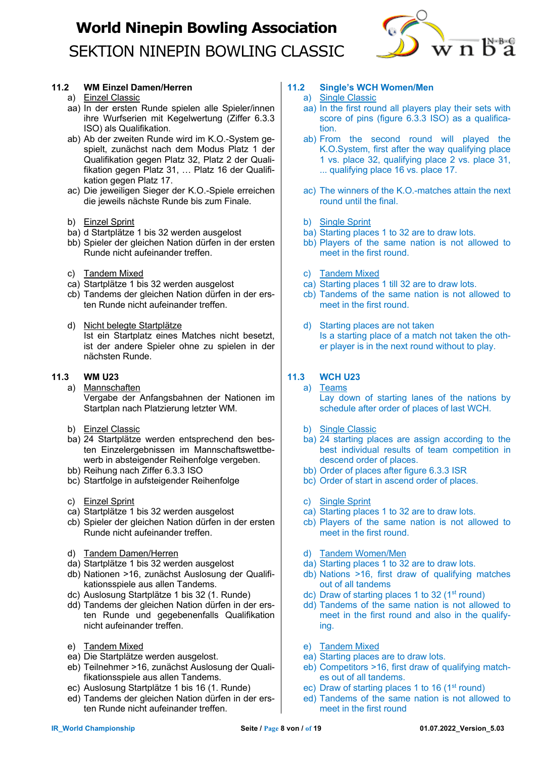### 11.2 WM Einzel Damen/Herren

a) Einzel Classic

aa) In der ersten Runde spielen alle Spieler/innen ihre Wurfserien mit Kegelwertung (Ziffer 6.3.3 ISO) als Qualifikation.

ab) Ab der zweiten Runde wird im K.O.-System gespielt, zunächst nach dem Modus Platz 1 der Qualifikation gegen Platz 32, Platz 2 der Qualifikation gegen Platz 31, … Platz 16 der Qualifikation gegen Platz 17.

ac) Die jeweiligen Sieger der K.O.-Spiele erreichen die jeweils nächste Runde bis zum Finale.

b) Einzel Sprint

ba) d Startplätze 1 bis 32 werden ausgelost

bb) Spieler der gleichen Nation dürfen in der ersten Runde nicht aufeinander treffen.

c) Tandem Mixed

ca) Startplätze 1 bis 32 werden ausgelost

cb) Tandems der gleichen Nation dürfen in der ersten Runde nicht aufeinander treffen.

d) Nicht belegte Startplätze

Ist ein Startplatz eines Matches nicht besetzt, ist der andere Spieler ohne zu spielen in der nächsten Runde.

### 11.3 WM U23

a) Mannschaften

Vergabe der Anfangsbahnen der Nationen im Startplan nach Platzierung letzter WM.

b) Einzel Classic

ba) 24 Startplätze werden entsprechend den besten Einzelergebnissen im Mannschaftswettbewerb in absteigender Reihenfolge vergeben.

bb) Reihung nach Ziffer 6.3.3 ISO

bc) Startfolge in aufsteigender Reihenfolge

c) Einzel Sprint

ca) Startplätze 1 bis 32 werden ausgelost

cb) Spieler der gleichen Nation dürfen in der ersten Runde nicht aufeinander treffen.

d) Tandem Damen/Herren

da) Startplätze 1 bis 32 werden ausgelost

db) Nationen >16, zunächst Auslosung der Qualifikationsspiele aus allen Tandems.

dc) Auslosung Startplätze 1 bis 32 (1. Runde)

dd) Tandems der gleichen Nation dürfen in der ersten Runde und gegebenenfalls Qualifikation nicht aufeinander treffen.

e) Tandem Mixed

ea) Die Startplätze werden ausgelost.

eb) Teilnehmer >16, zunächst Auslosung der Qualifikationsspiele aus allen Tandems.

ec) Auslosung Startplätze 1 bis 16 (1. Runde)

ed) Tandems der gleichen Nation dürfen in der ersten Runde nicht aufeinander treffen.

### 11.2 Single's WCH Women/Men

a) Single Classic

aa) In the first round all players play their sets with score of pins (figure 6.3.3 ISO) as a qualification.

ab) From the second round will played the K.O.System, first after the way qualifying place 1 vs. place 32, qualifying place 2 vs. place 31, ... qualifying place 16 vs. place 17.

ac) The winners of the K.O.-matches attain the next round until the final.

b) Single Sprint

ba) Starting places 1 to 32 are to draw lots.

bb) Players of the same nation is not allowed to meet in the first round.

c) Tandem Mixed

ca) Starting places 1 till 32 are to draw lots.

cb) Tandems of the same nation is not allowed to meet in the first round.

d) Starting places are not taken

Is a starting place of a match not taken the other player is in the next round without to play.

### 11.3 WCH U23

a) Teams

Lay down of starting lanes of the nations by schedule after order of places of last WCH.

b) Single Classic

ba) 24 starting places are assign according to the best individual results of team competition in descend order of places.

bb) Order of places after figure 6.3.3 ISR

bc) Order of start in ascend order of places.

c) Single Sprint

ca) Starting places 1 to 32 are to draw lots.

cb) Players of the same nation is not allowed to meet in the first round.

d) Tandem Women/Men

da) Starting places 1 to 32 are to draw lots.

db) Nations >16, first draw of qualifying matches out of all tandems

dc) Draw of starting places 1 to 32 (1st round)

dd) Tandems of the same nation is not allowed to meet in the first round and also in the qualifying.

e) Tandem Mixed

ea) Starting places are to draw lots.

eb) Competitors >16, first draw of qualifying matches out of all tandems.

ec) Draw of starting places 1 to 16 (1st round)

ed) Tandems of the same nation is not allowed to meet in the first round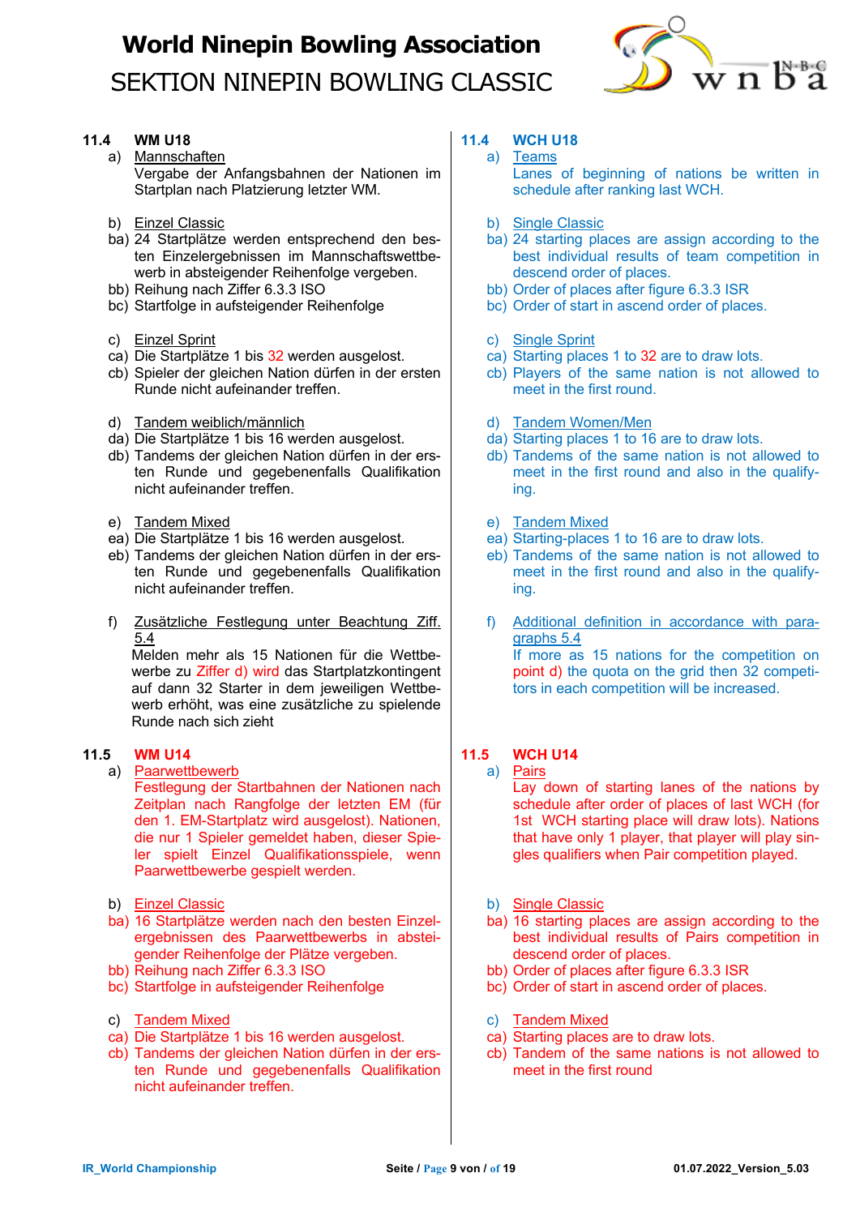## 11.4 WM U18

a) Mannschaften

Vergabe der Anfangsbahnen der Nationen im Startplan nach Platzierung letzter WM.

b) Einzel Classic

ba) 24 Startplätze werden entsprechend den besten Einzelergebnissen im Mannschaftswettbewerb in absteigender Reihenfolge vergeben.

bb) Reihung nach Ziffer 6.3.3 ISO

bc) Startfolge in aufsteigender Reihenfolge

c) Einzel Sprint

ca) Die Startplätze 1 bis 32 werden ausgelost.

cb) Spieler der gleichen Nation dürfen in der ersten Runde nicht aufeinander treffen.

d) Tandem weiblich/männlich

da) Die Startplätze 1 bis 16 werden ausgelost.

db) Tandems der gleichen Nation dürfen in der ersten Runde und gegebenenfalls Qualifikation nicht aufeinander treffen.

e) Tandem Mixed

ea) Die Startplätze 1 bis 16 werden ausgelost.

eb) Tandems der gleichen Nation dürfen in der ersten Runde und gegebenenfalls Qualifikation nicht aufeinander treffen.

f) Zusätzliche Festlegung unter Beachtung Ziff. 5.4

Melden mehr als 15 Nationen für die Wettbewerbe zu Ziffer d) wird das Startplatzkontingent auf dann 32 Starter in dem jeweiligen Wettbewerb erhöht, was eine zusätzliche zu spielende Runde nach sich zieht

## 11.5 WM U14

a) Paarwettbewerb

Festlegung der Startbahnen der Nationen nach Zeitplan nach Rangfolge der letzten EM (für den 1. EM-Startplatz wird ausgelost). Nationen, die nur 1 Spieler gemeldet haben, dieser Spieler spielt Einzel Qualifikationsspiele, wenn Paarwettbewerbe gespielt werden.

b) Einzel Classic

ba) 16 Startplätze werden nach den besten Einzelergebnissen des Paarwettbewerbs in absteigender Reihenfolge der Plätze vergeben.

bb) Reihung nach Ziffer 6.3.3 ISO

bc) Startfolge in aufsteigender Reihenfolge

c) Tandem Mixed

ca) Die Startplätze 1 bis 16 werden ausgelost.

cb) Tandems der gleichen Nation dürfen in der ersten Runde und gegebenenfalls Qualifikation nicht aufeinander treffen.

## 11.4 WCH U18

a) Teams

Lanes of beginning of nations be written in schedule after ranking last WCH.

b) Single Classic

ba) 24 starting places are assign according to the best individual results of team competition in descend order of places.

bb) Order of places after figure 6.3.3 ISR

bc) Order of start in ascend order of places.

c) Single Sprint

ca) Starting places 1 to 32 are to draw lots.

cb) Players of the same nation is not allowed to meet in the first round.

d) Tandem Women/Men

da) Starting places 1 to 16 are to draw lots.

db) Tandems of the same nation is not allowed to meet in the first round and also in the qualifying.

e) Tandem Mixed

ea) Starting-places 1 to 16 are to draw lots.

eb) Tandems of the same nation is not allowed to meet in the first round and also in the qualifying.

f) Additional definition in accordance with paragraphs 5.4

If more as 15 nations for the competition on point d) the quota on the grid then 32 competitors in each competition will be increased.

## 11.5 WCH U14

a) Pairs

Lay down of starting lanes of the nations by schedule after order of places of last WCH (for 1st WCH starting place will draw lots). Nations that have only 1 player, that player will play singles qualifiers when Pair competition played.

b) Single Classic

ba) 16 starting places are assign according to the best individual results of Pairs competition in descend order of places.

bb) Order of places after figure 6.3.3 ISR

bc) Order of start in ascend order of places.

c) Tandem Mixed

ca) Starting places are to draw lots.

cb) Tandem of the same nations is not allowed to meet in the first round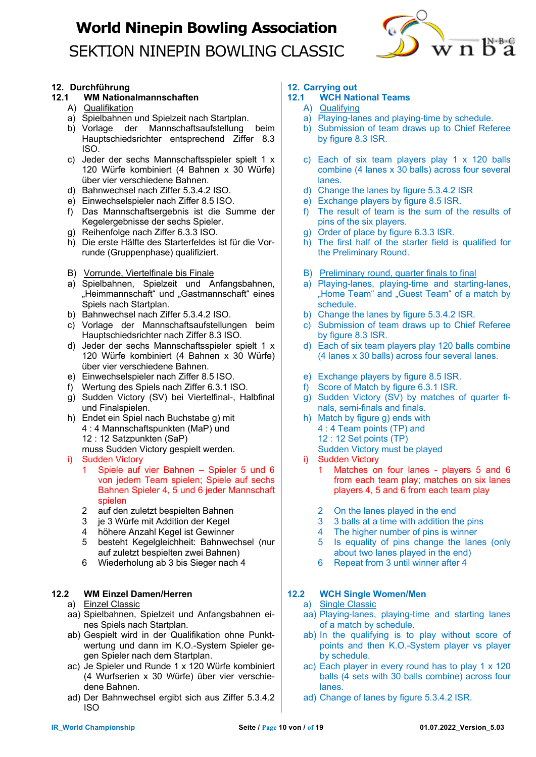## 12. Durchführung

### 12.1 WM Nationalmannschaften

A) Qualifikation

a) Spielbahnen und Spielzeit nach Startplan.
b) Vorlage der Mannschaftsaufstellung beim Hauptschiedsrichter entsprechend Ziffer 8.3 ISO.
c) Jeder der sechs Mannschaftsspieler spielt 1 x 120 Würfe kombiniert (4 Bahnen x 30 Würfe) über vier verschiedene Bahnen.
d) Bahnwechsel nach Ziffer 5.3.4.2 ISO.
e) Einwechselspieler nach Ziffer 8.5 ISO.
f) Das Mannschaftsergebnis ist die Summe der Kegelergebnisse der sechs Spieler.
g) Reihenfolge nach Ziffer 6.3.3 ISO.
h) Die erste Hälfte des Starterfeldes ist für die Vorrunde (Gruppenphase) qualifiziert.

B) Vorrunde, Viertelfinale bis Finale

a) Spielbahnen, Spielzeit und Anfangsbahnen, „Heimmannschaft“ und „Gastmannschaft“ eines Spiels nach Startplan.
b) Bahnwechsel nach Ziffer 5.3.4.2 ISO.
c) Vorlage der Mannschaftsaufstellungen beim Hauptschiedsrichter nach Ziffer 8.3 ISO.
d) Jeder der sechs Mannschaftsspieler spielt 1 x 120 Würfe kombiniert (4 Bahnen x 30 Würfe) über vier verschiedene Bahnen.
e) Einwechselspieler nach Ziffer 8.5 ISO.
f) Wertung des Spiels nach Ziffer 6.3.1 ISO.
g) Sudden Victory (SV) bei Viertelfinal-, Halbfinal und Finalspielen.
h) Endet ein Spiel nach Buchstabe g) mit
   4 : 4 Mannschaftspunkten (MaP) und
   12 : 12 Satzpunkten (SaP)
   muss Sudden Victory gespielt werden.
i) Sudden Victory
   1 Spiele auf vier Bahnen – Spieler 5 und 6 von jedem Team spielen; Spiele auf sechs Bahnen Spieler 4, 5 und 6 jeder Mannschaft spielen
   2 auf den zuletzt bespielten Bahnen
   3 je 3 Würfe mit Addition der Kegel
   4 höhere Anzahl Kegel ist Gewinner
   5 besteht Kegelgleichheit: Bahnwechsel (nur auf zuletzt bespielten zwei Bahnen)
   6 Wiederholung ab 3 bis Sieger nach 4

### 12.2 WM Einzel Damen/Herren

a) Einzel Classic

aa) Spielbahnen, Spielzeit und Anfangsbahnen eines Spiels nach Startplan.
ab) Gespielt wird in der Qualifikation ohne Punktwertung und dann im K.O.-System Spieler gegen Spieler nach dem Startplan.
ac) Je Spieler und Runde 1 x 120 Würfe kombiniert (4 Wurfserien x 30 Würfe) über vier verschiedene Bahnen.
ad) Der Bahnwechsel ergibt sich aus Ziffer 5.3.4.2 ISO

## 12. Carrying out

### 12.1 WCH National Teams

A) Qualifying

a) Playing-lanes and playing-time by schedule.
b) Submission of team draws up to Chief Referee by figure 8.3 ISR.
c) Each of six team players play 1 x 120 balls combine (4 lanes x 30 balls) across four several lanes.
d) Change the lanes by figure 5.3.4.2 ISR
e) Exchange players by figure 8.5 ISR.
f) The result of team is the sum of the results of pins of the six players.
g) Order of place by figure 6.3.3 ISR.
h) The first half of the starter field is qualified for the Preliminary Round.

B) Preliminary round, quarter finals to final

a) Playing-lanes, playing-time and starting-lanes, „Home Team“ and „Guest Team“ of a match by schedule.
b) Change the lanes by figure 5.3.4.2 ISR.
c) Submission of team draws up to Chief Referee by figure 8.3 ISR.
d) Each of six team players play 120 balls combine (4 lanes x 30 balls) across four several lanes.
e) Exchange players by figure 8.5 ISR.
f) Score of Match by figure 6.3.1 ISR.
g) Sudden Victory (SV) by matches of quarter finals, semi-finals and finals.
h) Match by figure g) ends with
   4 : 4 Team points (TP) and
   12 : 12 Set points (TP)
   Sudden Victory must be played
i) Sudden Victory
   1 Matches on four lanes - players 5 and 6 from each team play; matches on six lanes players 4, 5 and 6 from each team play
   2 On the lanes played in the end
   3 3 balls at a time with addition the pins
   4 The higher number of pins is winner
   5 Is equality of pins change the lanes (only about two lanes played in the end)
   6 Repeat from 3 until winner after 4

### 12.2 WCH Single Women/Men

a) Single Classic

aa) Playing-lanes, playing-time and starting lanes of a match by schedule.
ab) In the qualifying is to play without score of points and then K.O.-System player vs player by schedule.
ac) Each player in every round has to play 1 x 120 balls (4 sets with 30 balls combine) across four lanes.
ad) Change of lanes by figure 5.3.4.2 ISR.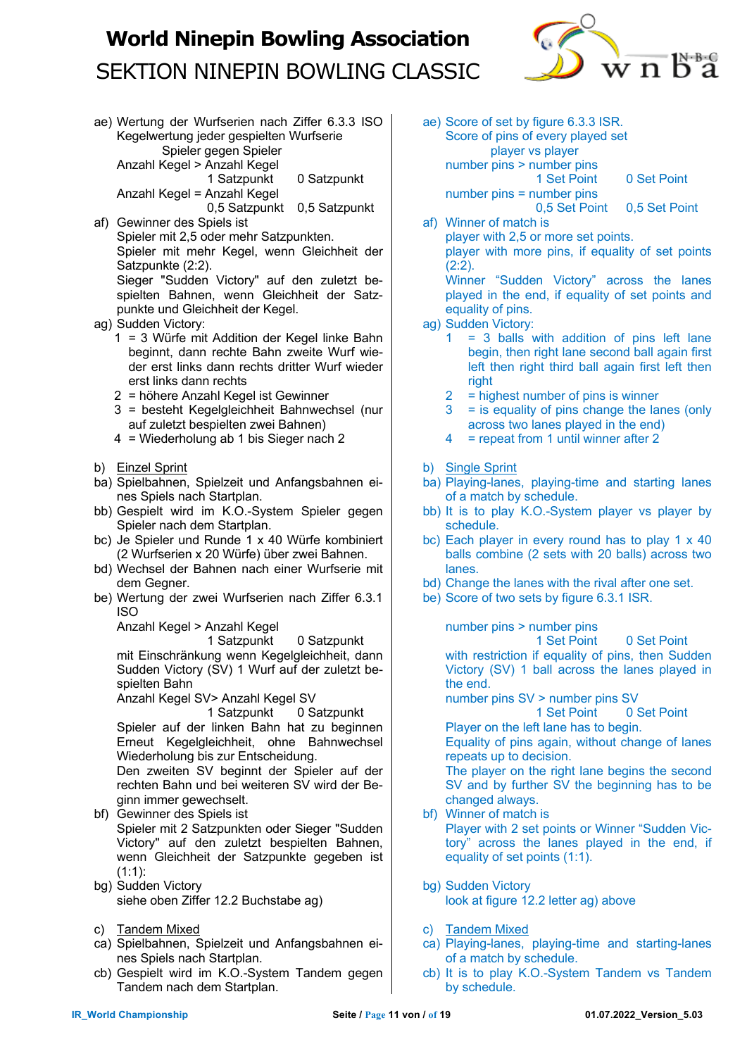ae) Wertung der Wurfserien nach Ziffer 6.3.3 ISO
Kegelwertung jeder gespielten Wurfserie
Spieler gegen Spieler
Anzahl Kegel > Anzahl Kegel
1 Satzpunkt 0 Satzpunkt
Anzahl Kegel = Anzahl Kegel
0,5 Satzpunkt 0,5 Satzpunkt

af) Gewinner des Spiels ist
Spieler mit 2,5 oder mehr Satzpunkten.
Spieler mit mehr Kegel, wenn Gleichheit der Satzpunkte (2:2).
Sieger "Sudden Victory" auf den zuletzt bespielten Bahnen, wenn Gleichheit der Satzpunkte und Gleichheit der Kegel.

ag) Sudden Victory:
1 = 3 Würfe mit Addition der Kegel linke Bahn beginnt, dann rechte Bahn zweite Wurf wieder erst links dann rechts dritter Wurf wieder erst links dann rechts
2 = höhere Anzahl Kegel ist Gewinner
3 = besteht Kegelgleichheit Bahnwechsel (nur auf zuletzt bespielten zwei Bahnen)
4 = Wiederholung ab 1 bis Sieger nach 2

b) Einzel Sprint

ba) Spielbahnen, Spielzeit und Anfangsbahnen eines Spiels nach Startplan.

bb) Gespielt wird im K.O.-System Spieler gegen Spieler nach dem Startplan.

bc) Je Spieler und Runde 1 x 40 Würfe kombiniert (2 Wurfserien x 20 Würfe) über zwei Bahnen.

bd) Wechsel der Bahnen nach einer Wurfserie mit dem Gegner.

be) Wertung der zwei Wurfserien nach Ziffer 6.3.1 ISO
Anzahl Kegel > Anzahl Kegel
1 Satzpunkt 0 Satzpunkt
mit Einschränkung wenn Kegelgleichheit, dann Sudden Victory (SV) 1 Wurf auf der zuletzt bespielten Bahn
Anzahl Kegel SV> Anzahl Kegel SV
1 Satzpunkt 0 Satzpunkt
Spieler auf der linken Bahn hat zu beginnen
Erneut Kegelgleichheit, ohne Bahnwechsel Wiederholung bis zur Entscheidung.
Den zweiten SV beginnt der Spieler auf der rechten Bahn und bei weiteren SV wird der Beginn immer gewechselt.

bf) Gewinner des Spiels ist
Spieler mit 2 Satzpunkten oder Sieger "Sudden Victory" auf den zuletzt bespielten Bahnen, wenn Gleichheit der Satzpunkte gegeben ist (1:1):

bg) Sudden Victory
siehe oben Ziffer 12.2 Buchstabe ag)

c) Tandem Mixed

ca) Spielbahnen, Spielzeit und Anfangsbahnen eines Spiels nach Startplan.

cb) Gespielt wird im K.O.-System Tandem gegen Tandem nach dem Startplan.

---

ae) Score of set by figure 6.3.3 ISR.
Score of pins of every played set
player vs player
number pins > number pins
1 Set Point 0 Set Point
number pins = number pins
0,5 Set Point 0,5 Set Point

af) Winner of match is
player with 2,5 or more set points.
player with more pins, if equality of set points (2:2).
Winner "Sudden Victory" across the lanes played in the end, if equality of set points and equality of pins.

ag) Sudden Victory:
1 = 3 balls with addition of pins left lane begin, then right lane second ball again first left then right third ball again first left then right
2 = highest number of pins is winner
3 = is equality of pins change the lanes (only across two lanes played in the end)
4 = repeat from 1 until winner after 2

b) Single Sprint

ba) Playing-lanes, playing-time and starting lanes of a match by schedule.

bb) It is to play K.O.-System player vs player by schedule.

bc) Each player in every round has to play 1 x 40 balls combine (2 sets with 20 balls) across two lanes.

bd) Change the lanes with the rival after one set.

be) Score of two sets by figure 6.3.1 ISR.

number pins > number pins
1 Set Point 0 Set Point
with restriction if equality of pins, then Sudden Victory (SV) 1 ball across the lanes played in the end.
number pins SV > number pins SV
1 Set Point 0 Set Point
Player on the left lane has to begin.
Equality of pins again, without change of lanes repeats up to decision.
The player on the right lane begins the second SV and by further SV the beginning has to be changed always.

bf) Winner of match is
Player with 2 set points or Winner "Sudden Victory" across the lanes played in the end, if equality of set points (1:1).

bg) Sudden Victory
look at figure 12.2 letter ag) above

c) Tandem Mixed

ca) Playing-lanes, playing-time and starting-lanes of a match by schedule.

cb) It is to play K.O.-System Tandem vs Tandem by schedule.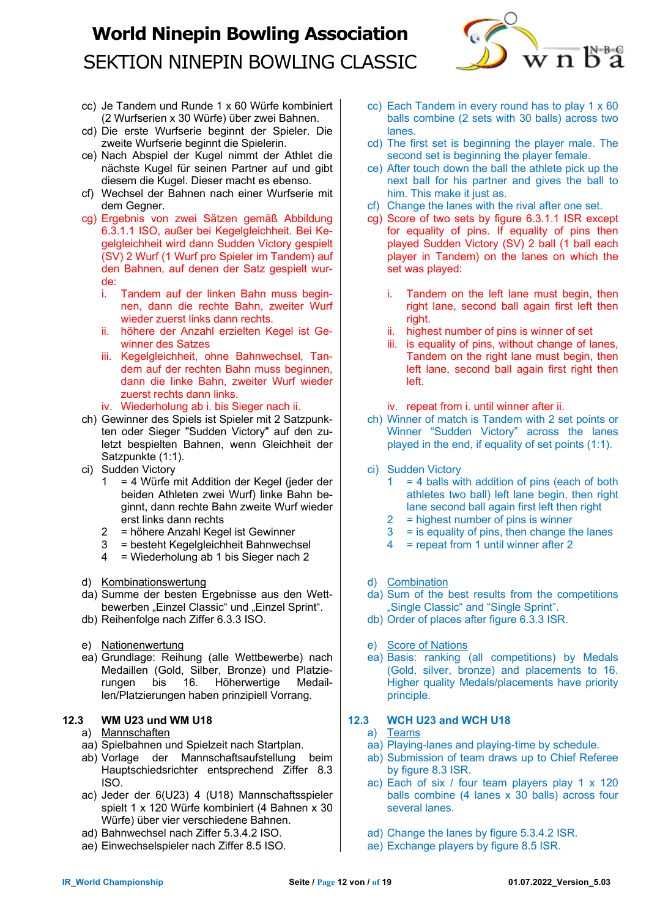cc) Je Tandem und Runde 1 x 60 Würfe kombiniert (2 Wurfserien x 30 Würfe) über zwei Bahnen.
cd) Die erste Wurfserie beginnt der Spieler. Die zweite Wurfserie beginnt die Spielerin.
ce) Nach Abspiel der Kugel nimmt der Athlet die nächste Kugel für seinen Partner auf und gibt diesem die Kugel. Dieser macht es ebenso.
cf) Wechsel der Bahnen nach einer Wurfserie mit dem Gegner.
cg) Ergebnis von zwei Sätzen gemäß Abbildung 6.3.1.1 ISO, außer bei Kegelgleichheit. Bei Kegelgleichheit wird dann Sudden Victory gespielt (SV) 2 Wurf (1 Wurf pro Spieler im Tandem) auf den Bahnen, auf denen der Satz gespielt wurde:
   i. Tandem auf der linken Bahn muss beginnen, dann die rechte Bahn, zweiter Wurf wieder zuerst links dann rechts.
   ii. höhere der Anzahl erzielten Kegel ist Gewinner des Satzes
   iii. Kegelgleichheit, ohne Bahnwechsel, Tandem auf der rechten Bahn muss beginnen, dann die linke Bahn, zweiter Wurf wieder zuerst rechts dann links.
   iv. Wiederholung ab i. bis Sieger nach ii.
ch) Gewinner des Spiels ist Spieler mit 2 Satzpunkten oder Sieger "Sudden Victory" auf den zuletzt bespielten Bahnen, wenn Gleichheit der Satzpunkte (1:1).
ci) Sudden Victory
   1 = 4 Würfe mit Addition der Kegel (jeder der beiden Athleten zwei Wurf) linke Bahn beginnt, dann rechte Bahn zweite Wurf wieder erst links dann rechts
   2 = höhere Anzahl Kegel ist Gewinner
   3 = besteht Kegelgleichheit Bahnwechsel
   4 = Wiederholung ab 1 bis Sieger nach 2

d) Kombinationswertung
da) Summe der besten Ergebnisse aus den Wettbewerben „Einzel Classic“ und „Einzel Sprint“.
db) Reihenfolge nach Ziffer 6.3.3 ISO.

e) Nationenwertung
ea) Grundlage: Reihung (alle Wettbewerbe) nach Medaillen (Gold, Silber, Bronze) und Platzierungen bis 16. Höherwertige Medaillen/Platzierungen haben prinzipiell Vorrang.

### 12.3 WM U23 und WM U18

a) Mannschaften
aa) Spielbahnen und Spielzeit nach Startplan.
ab) Vorlage der Mannschaftsaufstellung beim Hauptschiedsrichter entsprechend Ziffer 8.3 ISO.
ac) Jeder der 6(U23) 4 (U18) Mannschaftsspieler spielt 1 x 120 Würfe kombiniert (4 Bahnen x 30 Würfe) über vier verschiedene Bahnen.
ad) Bahnwechsel nach Ziffer 5.3.4.2 ISO.
ae) Einwechselspieler nach Ziffer 8.5 ISO.

---

cc) Each Tandem in every round has to play 1 x 60 balls combine (2 sets with 30 balls) across two lanes.
cd) The first set is beginning the player male. The second set is beginning the player female.
ce) After touch down the ball the athlete pick up the next ball for his partner and gives the ball to him. This make it just as.
cf) Change the lanes with the rival after one set.
cg) Score of two sets by figure 6.3.1.1 ISR except for equality of pins. If equality of pins then played Sudden Victory (SV) 2 ball (1 ball each player in Tandem) on the lanes on which the set was played:
   i. Tandem on the left lane must begin, then right lane, second ball again first left then right.
   ii. highest number of pins is winner of set
   iii. is equality of pins, without change of lanes, Tandem on the right lane must begin, then left lane, second ball again first right then left.
   iv. repeat from i. until winner after ii.
ch) Winner of match is Tandem with 2 set points or Winner “Sudden Victory” across the lanes played in the end, if equality of set points (1:1).
ci) Sudden Victory
   1 = 4 balls with addition of pins (each of both athletes two ball) left lane begin, then right lane second ball again first left then right
   2 = highest number of pins is winner
   3 = is equality of pins, then change the lanes
   4 = repeat from 1 until winner after 2

d) Combination
da) Sum of the best results from the competitions „Single Classic“ and “Single Sprint”.
db) Order of places after figure 6.3.3 ISR.

e) Score of Nations
ea) Basis: ranking (all competitions) by Medals (Gold, silver, bronze) and placements to 16. Higher quality Medals/placements have priority principle.

### 12.3 WCH U23 and WCH U18

a) Teams
aa) Playing-lanes and playing-time by schedule.
ab) Submission of team draws up to Chief Referee by figure 8.3 ISR.
ac) Each of six / four team players play 1 x 120 balls combine (4 lanes x 30 balls) across four several lanes.
ad) Change the lanes by figure 5.3.4.2 ISR.
ae) Exchange players by figure 8.5 ISR.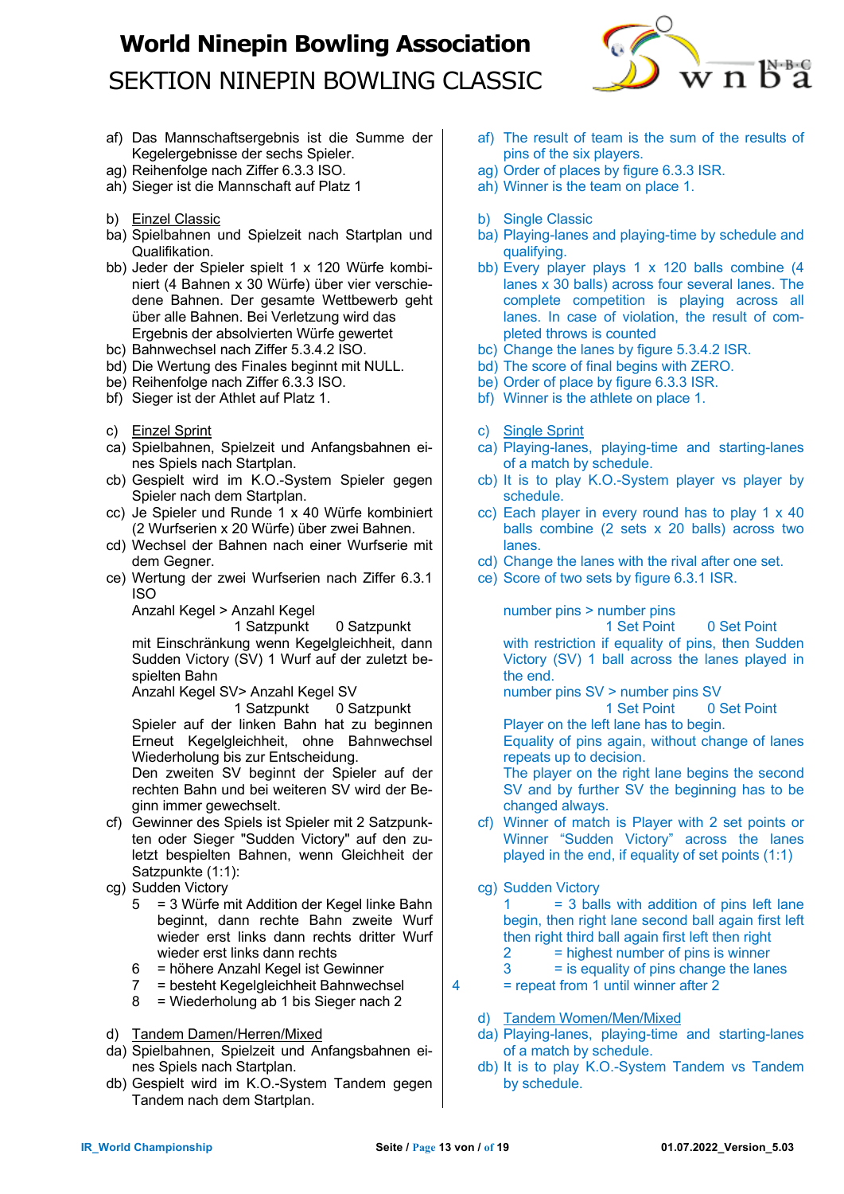af) Das Mannschaftsergebnis ist die Summe der Kegelergebnisse der sechs Spieler.
ag) Reihenfolge nach Ziffer 6.3.3 ISO.
ah) Sieger ist die Mannschaft auf Platz 1

b) Einzel Classic
ba) Spielbahnen und Spielzeit nach Startplan und Qualifikation.
bb) Jeder der Spieler spielt 1 x 120 Würfe kombiniert (4 Bahnen x 30 Würfe) über vier verschiedene Bahnen. Der gesamte Wettbewerb geht über alle Bahnen. Bei Verletzung wird das Ergebnis der absolvierten Würfe gewertet
bc) Bahnwechsel nach Ziffer 5.3.4.2 ISO.
bd) Die Wertung des Finales beginnt mit NULL.
be) Reihenfolge nach Ziffer 6.3.3 ISO.
bf) Sieger ist der Athlet auf Platz 1.

c) Einzel Sprint
ca) Spielbahnen, Spielzeit und Anfangsbahnen eines Spiels nach Startplan.
cb) Gespielt wird im K.O.-System Spieler gegen Spieler nach dem Startplan.
cc) Je Spieler und Runde 1 x 40 Würfe kombiniert (2 Wurfserien x 20 Würfe) über zwei Bahnen.
cd) Wechsel der Bahnen nach einer Wurfserie mit dem Gegner.
ce) Wertung der zwei Wurfserien nach Ziffer 6.3.1 ISO
Anzahl Kegel > Anzahl Kegel
1 Satzpunkt    0 Satzpunkt
mit Einschränkung wenn Kegelgleichheit, dann Sudden Victory (SV) 1 Wurf auf der zuletzt bespielten Bahn
Anzahl Kegel SV> Anzahl Kegel SV
1 Satzpunkt    0 Satzpunkt
Spieler auf der linken Bahn hat zu beginnen Erneut Kegelgleichheit, ohne Bahnwechsel Wiederholung bis zur Entscheidung.
Den zweiten SV beginnt der Spieler auf der rechten Bahn und bei weiteren SV wird der Beginn immer gewechselt.
cf) Gewinner des Spiels ist Spieler mit 2 Satzpunkten oder Sieger "Sudden Victory" auf den zuletzt bespielten Bahnen, wenn Gleichheit der Satzpunkte (1:1):
cg) Sudden Victory
5 = 3 Würfe mit Addition der Kegel linke Bahn beginnt, dann rechte Bahn zweite Wurf wieder erst links dann rechts dritter Wurf wieder erst links dann rechts
6 = höhere Anzahl Kegel ist Gewinner
7 = besteht Kegelgleichheit Bahnwechsel
8 = Wiederholung ab 1 bis Sieger nach 2

d) Tandem Damen/Herren/Mixed
da) Spielbahnen, Spielzeit und Anfangsbahnen eines Spiels nach Startplan.
db) Gespielt wird im K.O.-System Tandem gegen Tandem nach dem Startplan.

af) The result of team is the sum of the results of pins of the six players.
ag) Order of places by figure 6.3.3 ISR.
ah) Winner is the team on place 1.

b) Single Classic
ba) Playing-lanes and playing-time by schedule and qualifying.
bb) Every player plays 1 x 120 balls combine (4 lanes x 30 balls) across four several lanes. The complete competition is playing across all lanes. In case of violation, the result of completed throws is counted
bc) Change the lanes by figure 5.3.4.2 ISR.
bd) The score of final begins with ZERO.
be) Order of place by figure 6.3.3 ISR.
bf) Winner is the athlete on place 1.

c) Single Sprint
ca) Playing-lanes, playing-time and starting-lanes of a match by schedule.
cb) It is to play K.O.-System player vs player by schedule.
cc) Each player in every round has to play 1 x 40 balls combine (2 sets x 20 balls) across two lanes.
cd) Change the lanes with the rival after one set.
ce) Score of two sets by figure 6.3.1 ISR.

number pins > number pins
1 Set Point    0 Set Point
with restriction if equality of pins, then Sudden Victory (SV) 1 ball across the lanes played in the end.
number pins SV > number pins SV
1 Set Point    0 Set Point
Player on the left lane has to begin.
Equality of pins again, without change of lanes repeats up to decision.
The player on the right lane begins the second SV and by further SV the beginning has to be changed always.
cf) Winner of match is Player with 2 set points or Winner "Sudden Victory" across the lanes played in the end, if equality of set points (1:1)

cg) Sudden Victory
1 = 3 balls with addition of pins left lane begin, then right lane second ball again first left then right third ball again first left then right
2 = highest number of pins is winner
3 = is equality of pins change the lanes
4 = repeat from 1 until winner after 2

d) Tandem Women/Men/Mixed
da) Playing-lanes, playing-time and starting-lanes of a match by schedule.
db) It is to play K.O.-System Tandem vs Tandem by schedule.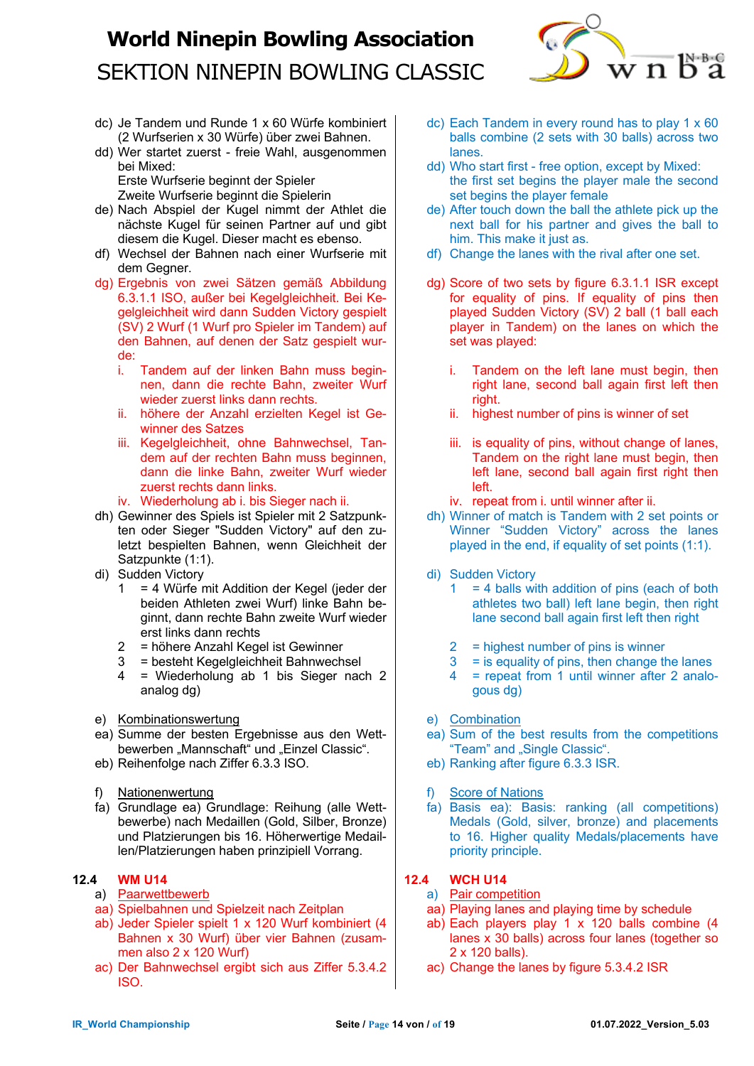dc) Je Tandem und Runde 1 x 60 Würfe kombiniert (2 Wurfserien x 30 Würfe) über zwei Bahnen.

dd) Wer startet zuerst - freie Wahl, ausgenommen bei Mixed:
Erste Wurfserie beginnt der Spieler
Zweite Wurfserie beginnt die Spielerin

de) Nach Abspiel der Kugel nimmt der Athlet die nächste Kugel für seinen Partner auf und gibt diesem die Kugel. Dieser macht es ebenso.

df) Wechsel der Bahnen nach einer Wurfserie mit dem Gegner.

dg) Ergebnis von zwei Sätzen gemäß Abbildung 6.3.1.1 ISO, außer bei Kegelgleichheit. Bei Kegelgleichheit wird dann Sudden Victory gespielt (SV) 2 Wurf (1 Wurf pro Spieler im Tandem) auf den Bahnen, auf denen der Satz gespielt wurde:

i. Tandem auf der linken Bahn muss beginnen, dann die rechte Bahn, zweiter Wurf wieder zuerst links dann rechts.
ii. höhere der Anzahl erzielten Kegel ist Gewinner des Satzes
iii. Kegelgleichheit, ohne Bahnwechsel, Tandem auf der rechten Bahn muss beginnen, dann die linke Bahn, zweiter Wurf wieder zuerst rechts dann links.
iv. Wiederholung ab i. bis Sieger nach ii.

dh) Gewinner des Spiels ist Spieler mit 2 Satzpunkten oder Sieger "Sudden Victory" auf den zuletzt bespielten Bahnen, wenn Gleichheit der Satzpunkte (1:1).

di) Sudden Victory
1 = 4 Würfe mit Addition der Kegel (jeder der beiden Athleten zwei Wurf) linke Bahn beginnt, dann rechte Bahn zweite Wurf wieder erst links dann rechts
2 = höhere Anzahl Kegel ist Gewinner
3 = besteht Kegelgleichheit Bahnwechsel
4 = Wiederholung ab 1 bis Sieger nach 2 analog dg)

e) Kombinationswertung

ea) Summe der besten Ergebnisse aus den Wettbewerben „Mannschaft“ und „Einzel Classic“.

eb) Reihenfolge nach Ziffer 6.3.3 ISO.

f) Nationenwertung

fa) Grundlage ea) Grundlage: Reihung (alle Wettbewerbe) nach Medaillen (Gold, Silber, Bronze) und Platzierungen bis 16. Höherwertige Medaillen/Platzierungen haben prinzipiell Vorrang.

## 12.4 WM U14

a) Paarwettbewerb

aa) Spielbahnen und Spielzeit nach Zeitplan

ab) Jeder Spieler spielt 1 x 120 Wurf kombiniert (4 Bahnen x 30 Wurf) über vier Bahnen (zusammen also 2 x 120 Wurf)

ac) Der Bahnwechsel ergibt sich aus Ziffer 5.3.4.2 ISO.

---

dc) Each Tandem in every round has to play 1 x 60 balls combine (2 sets with 30 balls) across two lanes.

dd) Who start first - free option, except by Mixed: the first set begins the player male the second set begins the player female

de) After touch down the ball the athlete pick up the next ball for his partner and gives the ball to him. This make it just as.

df) Change the lanes with the rival after one set.

dg) Score of two sets by figure 6.3.1.1 ISR except for equality of pins. If equality of pins then played Sudden Victory (SV) 2 ball (1 ball each player in Tandem) on the lanes on which the set was played:

i. Tandem on the left lane must begin, then right lane, second ball again first left then right.
ii. highest number of pins is winner of set
iii. is equality of pins, without change of lanes, Tandem on the right lane must begin, then left lane, second ball again first right then left.
iv. repeat from i. until winner after ii.

dh) Winner of match is Tandem with 2 set points or Winner “Sudden Victory” across the lanes played in the end, if equality of set points (1:1).

di) Sudden Victory
1 = 4 balls with addition of pins (each of both athletes two ball) left lane begin, then right lane second ball again first left then right
2 = highest number of pins is winner
3 = is equality of pins, then change the lanes
4 = repeat from 1 until winner after 2 analogous dg)

e) Combination

ea) Sum of the best results from the competitions “Team” and „Single Classic“.

eb) Ranking after figure 6.3.3 ISR.

f) Score of Nations

fa) Basis ea): Basis: ranking (all competitions) Medals (Gold, silver, bronze) and placements to 16. Higher quality Medals/placements have priority principle.

## 12.4 WCH U14

a) Pair competition

aa) Playing lanes and playing time by schedule

ab) Each players play 1 x 120 balls combine (4 lanes x 30 balls) across four lanes (together so 2 x 120 balls).

ac) Change the lanes by figure 5.3.4.2 ISR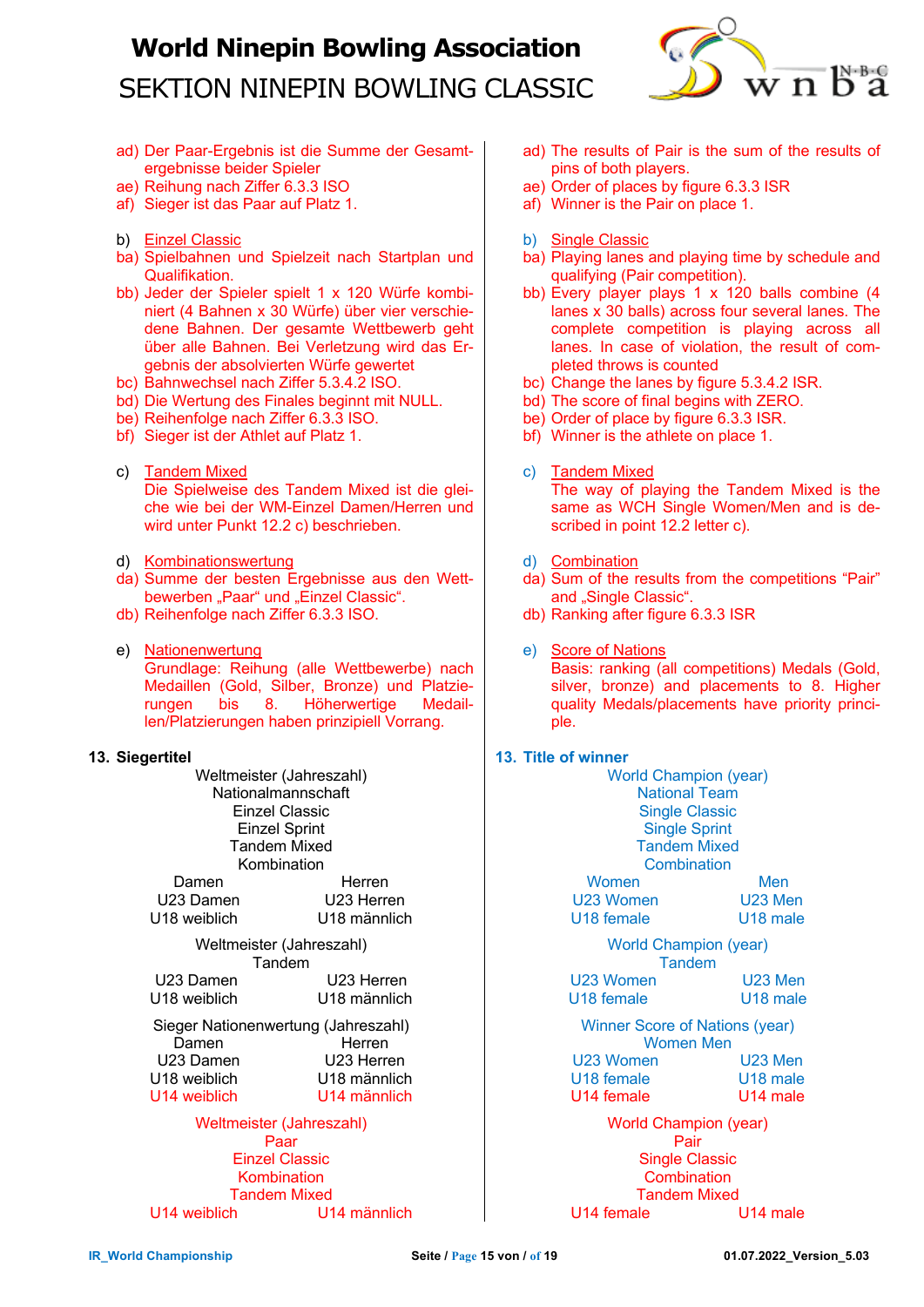ad) Der Paar-Ergebnis ist die Summe der Gesamtergebnisse beider Spieler
ae) Reihung nach Ziffer 6.3.3 ISO
af) Sieger ist das Paar auf Platz 1.

b) Einzel Classic
ba) Spielbahnen und Spielzeit nach Startplan und Qualifikation.
bb) Jeder der Spieler spielt 1 x 120 Würfe kombiniert (4 Bahnen x 30 Würfe) über vier verschiedene Bahnen. Der gesamte Wettbewerb geht über alle Bahnen. Bei Verletzung wird das Ergebnis der absolvierten Würfe gewertet
bc) Bahnwechsel nach Ziffer 5.3.4.2 ISO.
bd) Die Wertung des Finales beginnt mit NULL.
be) Reihenfolge nach Ziffer 6.3.3 ISO.
bf) Sieger ist der Athlet auf Platz 1.

c) Tandem Mixed
Die Spielweise des Tandem Mixed ist die gleiche wie bei der WM-Einzel Damen/Herren und wird unter Punkt 12.2 c) beschrieben.

d) Kombinationswertung
da) Summe der besten Ergebnisse aus den Wettbewerben „Paar" und „Einzel Classic".
db) Reihenfolge nach Ziffer 6.3.3 ISO.

e) Nationenwertung
Grundlage: Reihung (alle Wettbewerbe) nach Medaillen (Gold, Silber, Bronze) und Platzierungen bis 8. Höherwertige Medaillen/Platzierungen haben prinzipiell Vorrang.

## 13. Siegertitel

Weltmeister (Jahreszahl)
Nationalmannschaft
Einzel Classic
Einzel Sprint
Tandem Mixed
Kombination

| Damen | Herren |
|---|---|
| U23 Damen | U23 Herren |
| U18 weiblich | U18 männlich |

Weltmeister (Jahreszahl)
Tandem

| U23 Damen | U23 Herren |
|---|---|
| U18 weiblich | U18 männlich |

Sieger Nationenwertung (Jahreszahl)

| Damen | Herren |
|---|---|
| U23 Damen | U23 Herren |
| U18 weiblich | U18 männlich |
| U14 weiblich | U14 männlich |

Weltmeister (Jahreszahl)
Paar
Einzel Classic
Kombination
Tandem Mixed

| U14 weiblich | U14 männlich |
|---|---|

ad) The results of Pair is the sum of the results of pins of both players.
ae) Order of places by figure 6.3.3 ISR
af) Winner is the Pair on place 1.

b) Single Classic
ba) Playing lanes and playing time by schedule and qualifying (Pair competition).
bb) Every player plays 1 x 120 balls combine (4 lanes x 30 balls) across four several lanes. The complete competition is playing across all lanes. In case of violation, the result of completed throws is counted
bc) Change the lanes by figure 5.3.4.2 ISR.
bd) The score of final begins with ZERO.
be) Order of place by figure 6.3.3 ISR.
bf) Winner is the athlete on place 1.

c) Tandem Mixed
The way of playing the Tandem Mixed is the same as WCH Single Women/Men and is described in point 12.2 letter c).

d) Combination
da) Sum of the results from the competitions “Pair” and „Single Classic".
db) Ranking after figure 6.3.3 ISR

e) Score of Nations
Basis: ranking (all competitions) Medals (Gold, silver, bronze) and placements to 8. Higher quality Medals/placements have priority principle.

## 13. Title of winner

World Champion (year)
National Team
Single Classic
Single Sprint
Tandem Mixed
Combination

| Women | Men |
|---|---|
| U23 Women | U23 Men |
| U18 female | U18 male |

World Champion (year)
Tandem

| U23 Women | U23 Men |
|---|---|
| U18 female | U18 male |

Winner Score of Nations (year)
Women Men

| U23 Women | U23 Men |
|---|---|
| U18 female | U18 male |
| U14 female | U14 male |

World Champion (year)
Pair
Single Classic
Combination
Tandem Mixed

| U14 female | U14 male |
|---|---|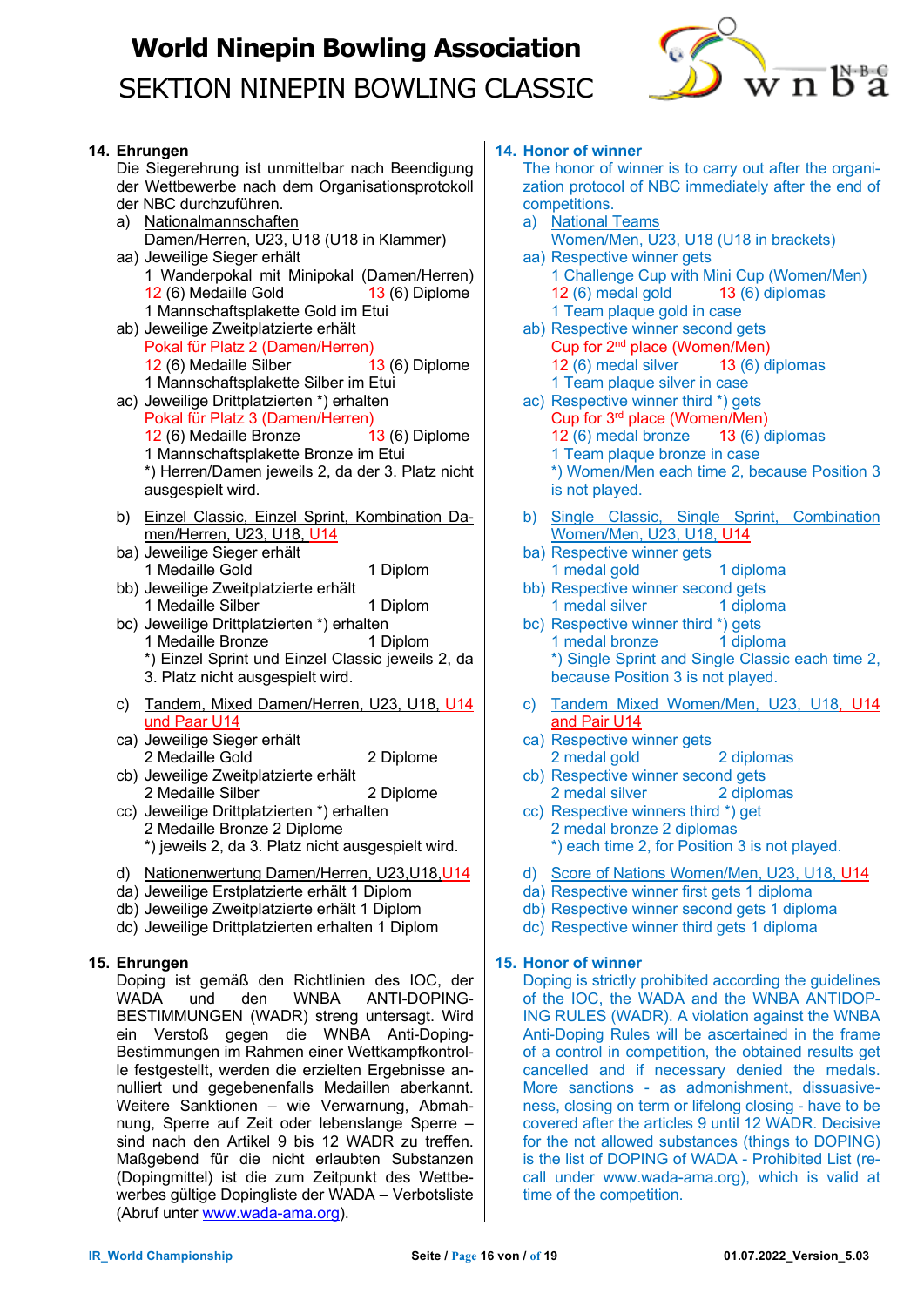## 14. Ehrungen

Die Siegerehrung ist unmittelbar nach Beendigung der Wettbewerbe nach dem Organisationsprotokoll der NBC durchzuführen.

a) Nationalmannschaften
Damen/Herren, U23, U18 (U18 in Klammer)

aa) Jeweilige Sieger erhält
1 Wanderpokal mit Minipokal (Damen/Herren)
12 (6) Medaille Gold 13 (6) Diplome
1 Mannschaftsplakette Gold im Etui

ab) Jeweilige Zweitplatzierte erhält
Pokal für Platz 2 (Damen/Herren)
12 (6) Medaille Silber 13 (6) Diplome
1 Mannschaftsplakette Silber im Etui

ac) Jeweilige Drittplatzierten *) erhalten
Pokal für Platz 3 (Damen/Herren)
12 (6) Medaille Bronze 13 (6) Diplome
1 Mannschaftsplakette Bronze im Etui
*) Herren/Damen jeweils 2, da der 3. Platz nicht ausgespielt wird.

b) Einzel Classic, Einzel Sprint, Kombination Damen/Herren, U23, U18, U14

ba) Jeweilige Sieger erhält
1 Medaille Gold 1 Diplom

bb) Jeweilige Zweitplatzierte erhält
1 Medaille Silber 1 Diplom

bc) Jeweilige Drittplatzierten *) erhalten
1 Medaille Bronze 1 Diplom
*) Einzel Sprint und Einzel Classic jeweils 2, da 3. Platz nicht ausgespielt wird.

c) Tandem, Mixed Damen/Herren, U23, U18, U14 und Paar U14

ca) Jeweilige Sieger erhält
2 Medaille Gold 2 Diplome

cb) Jeweilige Zweitplatzierte erhält
2 Medaille Silber 2 Diplome

cc) Jeweilige Drittplatzierten *) erhalten
2 Medaille Bronze 2 Diplome
*) jeweils 2, da 3. Platz nicht ausgespielt wird.

d) Nationenwertung Damen/Herren, U23,U18,U14

da) Jeweilige Erstplatzierte erhält 1 Diplom
db) Jeweilige Zweitplatzierte erhält 1 Diplom
dc) Jeweilige Drittplatzierten erhalten 1 Diplom

## 15. Ehrungen

Doping ist gemäß den Richtlinien des IOC, der WADA und den WNBA ANTI-DOPING-BESTIMMUNGEN (WADR) streng untersagt. Wird ein Verstoß gegen die WNBA Anti-Doping-Bestimmungen im Rahmen einer Wettkampfkontrolle festgestellt, werden die erzielten Ergebnisse annulliert und gegebenenfalls Medaillen aberkannt. Weitere Sanktionen – wie Verwarnung, Abmahnung, Sperre auf Zeit oder lebenslange Sperre – sind nach den Artikel 9 bis 12 WADR zu treffen. Maßgebend für die nicht erlaubten Substanzen (Dopingmittel) ist die zum Zeitpunkt des Wettbewerbes gültige Dopingliste der WADA – Verbotsliste (Abruf unter www.wada-ama.org).

## 14. Honor of winner

The honor of winner is to carry out after the organization protocol of NBC immediately after the end of competitions.

a) National Teams
Women/Men, U23, U18 (U18 in brackets)

aa) Respective winner gets
1 Challenge Cup with Mini Cup (Women/Men)
12 (6) medal gold 13 (6) diplomas
1 Team plaque gold in case

ab) Respective winner second gets
Cup for 2nd place (Women/Men)
12 (6) medal silver 13 (6) diplomas
1 Team plaque silver in case

ac) Respective winner third *) gets
Cup for 3rd place (Women/Men)
12 (6) medal bronze 13 (6) diplomas
1 Team plaque bronze in case
*) Women/Men each time 2, because Position 3 is not played.

b) Single Classic, Single Sprint, Combination Women/Men, U23, U18, U14

ba) Respective winner gets
1 medal gold 1 diploma

bb) Respective winner second gets
1 medal silver 1 diploma

bc) Respective winner third *) gets
1 medal bronze 1 diploma
*) Single Sprint and Single Classic each time 2, because Position 3 is not played.

c) Tandem Mixed Women/Men, U23, U18, U14 and Pair U14

ca) Respective winner gets
2 medal gold 2 diplomas

cb) Respective winner second gets
2 medal silver 2 diplomas

cc) Respective winners third *) get
2 medal bronze 2 diplomas
*) each time 2, for Position 3 is not played.

d) Score of Nations Women/Men, U23, U18, U14

da) Respective winner first gets 1 diploma
db) Respective winner second gets 1 diploma
dc) Respective winner third gets 1 diploma

## 15. Honor of winner

Doping is strictly prohibited according the guidelines of the IOC, the WADA and the WNBA ANTIDOPING RULES (WADR). A violation against the WNBA Anti-Doping Rules will be ascertained in the frame of a control in competition, the obtained results get cancelled and if necessary denied the medals. More sanctions - as admonishment, dissuasiveness, closing on term or lifelong closing - have to be covered after the articles 9 until 12 WADR. Decisive for the not allowed substances (things to DOPING) is the list of DOPING of WADA - Prohibited List (recall under www.wada-ama.org), which is valid at time of the competition.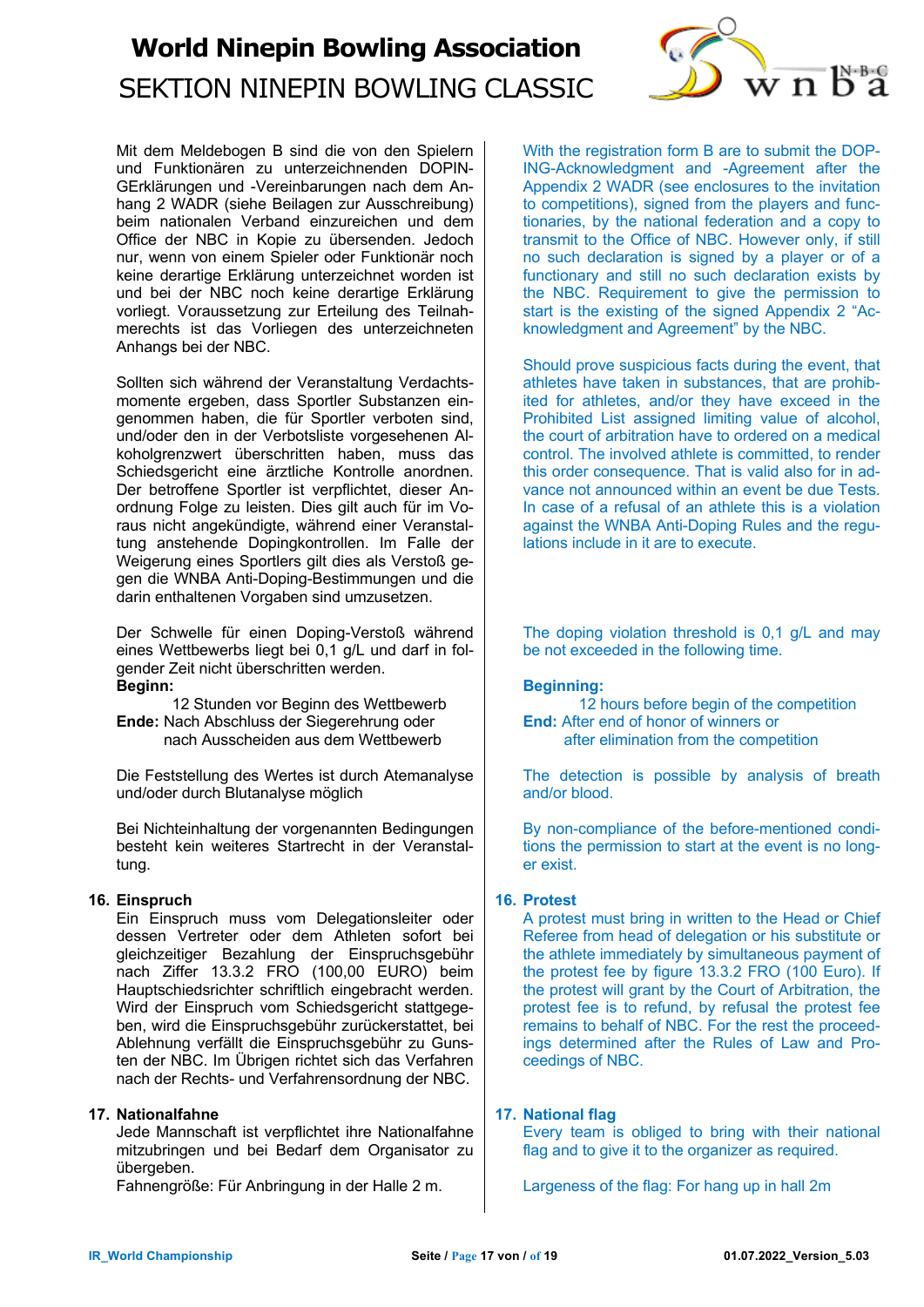Mit dem Meldebogen B sind die von den Spielern und Funktionären zu unterzeichnenden DOPIN-GErklärungen und -Vereinbarungen nach dem Anhang 2 WADR (siehe Beilagen zur Ausschreibung) beim nationalen Verband einzureichen und dem Office der NBC in Kopie zu übersenden. Jedoch nur, wenn von einem Spieler oder Funktionär noch keine derartige Erklärung unterzeichnet worden ist und bei der NBC noch keine derartige Erklärung vorliegt. Voraussetzung zur Erteilung des Teilnahmerechts ist das Vorliegen des unterzeichneten Anhangs bei der NBC.

With the registration form B are to submit the DOPING-Acknowledgment and -Agreement after the Appendix 2 WADR (see enclosures to the invitation to competitions), signed from the players and functionaries, by the national federation and a copy to transmit to the Office of NBC. However only, if still no such declaration is signed by a player or of a functionary and still no such declaration exists by the NBC. Requirement to give the permission to start is the existing of the signed Appendix 2 “Acknowledgment and Agreement” by the NBC.

Sollten sich während der Veranstaltung Verdachtsmomente ergeben, dass Sportler Substanzen eingenommen haben, die für Sportler verboten sind, und/oder den in der Verbotsliste vorgesehenen Alkoholgrenzwert überschritten haben, muss das Schiedsgericht eine ärztliche Kontrolle anordnen. Der betroffene Sportler ist verpflichtet, dieser Anordnung Folge zu leisten. Dies gilt auch für im Voraus nicht angekündigte, während einer Veranstaltung anstehende Dopingkontrollen. Im Falle der Weigerung eines Sportlers gilt dies als Verstoß gegen die WNBA Anti-Doping-Bestimmungen und die darin enthaltenen Vorgaben sind umzusetzen.

Should prove suspicious facts during the event, that athletes have taken in substances, that are prohibited for athletes, and/or they have exceed in the Prohibited List assigned limiting value of alcohol, the court of arbitration have to ordered on a medical control. The involved athlete is committed, to render this order consequence. That is valid also for in advance not announced within an event be due Tests. In case of a refusal of an athlete this is a violation against the WNBA Anti-Doping Rules and the regulations include in it are to execute.

Der Schwelle für einen Doping-Verstoß während eines Wettbewerbs liegt bei 0,1 g/L und darf in folgender Zeit nicht überschritten werden.

**Beginn:**
12 Stunden vor Beginn des Wettbewerb
**Ende:** Nach Abschluss der Siegerehrung oder nach Ausscheiden aus dem Wettbewerb

The doping violation threshold is 0,1 g/L and may be not exceeded in the following time.

**Beginning:**
12 hours before begin of the competition
**End:** After end of honor of winners or after elimination from the competition

Die Feststellung des Wertes ist durch Atemanalyse und/oder durch Blutanalyse möglich

The detection is possible by analysis of breath and/or blood.

Bei Nichteinhaltung der vorgenannten Bedingungen besteht kein weiteres Startrecht in der Veranstaltung.

By non-compliance of the before-mentioned conditions the permission to start at the event is no longer exist.

## 16. Einspruch

Ein Einspruch muss vom Delegationsleiter oder dessen Vertreter oder dem Athleten sofort bei gleichzeitiger Bezahlung der Einspruchsgebühr nach Ziffer 13.3.2 FRO (100,00 EURO) beim Hauptschiedsrichter schriftlich eingebracht werden. Wird der Einspruch vom Schiedsgericht stattgegeben, wird die Einspruchsgebühr zurückerstattet, bei Ablehnung verfällt die Einspruchsgebühr zu Gunsten der NBC. Im Übrigen richtet sich das Verfahren nach der Rechts- und Verfahrensordnung der NBC.

## 16. Protest

A protest must bring in written to the Head or Chief Referee from head of delegation or his substitute or the athlete immediately by simultaneous payment of the protest fee by figure 13.3.2 FRO (100 Euro). If the protest will grant by the Court of Arbitration, the protest fee is to refund, by refusal the protest fee remains to behalf of NBC. For the rest the proceedings determined after the Rules of Law and Proceedings of NBC.

## 17. Nationalfahne

Jede Mannschaft ist verpflichtet ihre Nationalfahne mitzubringen und bei Bedarf dem Organisator zu übergeben.
Fahnengröße: Für Anbringung in der Halle 2 m.

## 17. National flag

Every team is obliged to bring with their national flag and to give it to the organizer as required.

Largeness of the flag: For hang up in hall 2m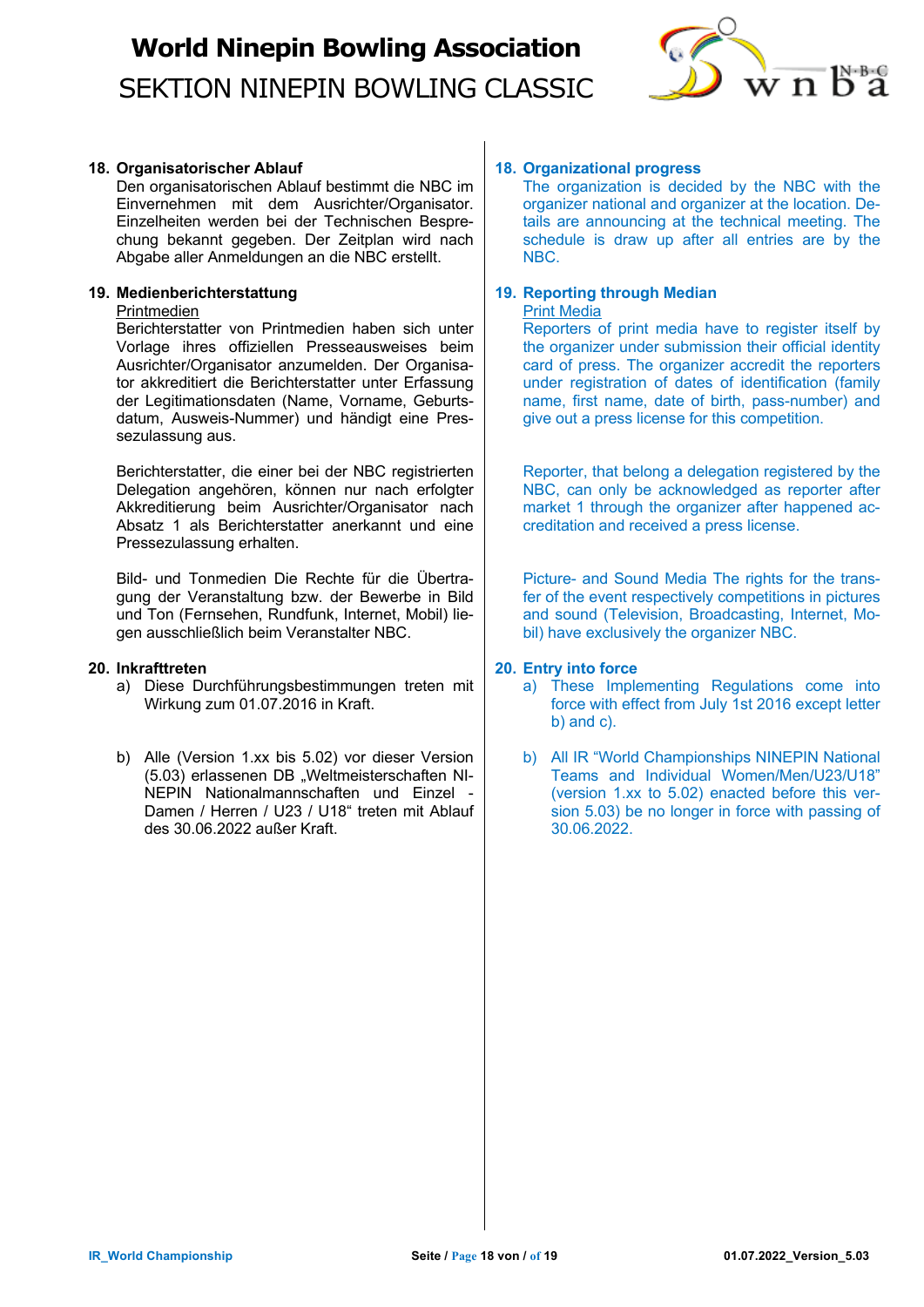**18. Organisatorischer Ablauf**

Den organisatorischen Ablauf bestimmt die NBC im Einvernehmen mit dem Ausrichter/Organisator. Einzelheiten werden bei der Technischen Besprechung bekannt gegeben. Der Zeitplan wird nach Abgabe aller Anmeldungen an die NBC erstellt.

**19. Medienberichterstattung**

Printmedien

Berichterstatter von Printmedien haben sich unter Vorlage ihres offiziellen Presseausweises beim Ausrichter/Organisator anzumelden. Der Organisator akkreditiert die Berichterstatter unter Erfassung der Legitimationsdaten (Name, Vorname, Geburtsdatum, Ausweis-Nummer) und händigt eine Pressezulassung aus.

Berichterstatter, die einer bei der NBC registrierten Delegation angehören, können nur nach erfolgter Akkreditierung beim Ausrichter/Organisator nach Absatz 1 als Berichterstatter anerkannt und eine Pressezulassung erhalten.

Bild- und Tonmedien Die Rechte für die Übertragung der Veranstaltung bzw. der Bewerbe in Bild und Ton (Fernsehen, Rundfunk, Internet, Mobil) liegen ausschließlich beim Veranstalter NBC.

**20. Inkrafttreten**

a) Diese Durchführungsbestimmungen treten mit Wirkung zum 01.07.2016 in Kraft.

b) Alle (Version 1.xx bis 5.02) vor dieser Version (5.03) erlassenen DB „Weltmeisterschaften NINEPIN Nationalmannschaften und Einzel - Damen / Herren / U23 / U18“ treten mit Ablauf des 30.06.2022 außer Kraft.

**18. Organizational progress**

The organization is decided by the NBC with the organizer national and organizer at the location. Details are announcing at the technical meeting. The schedule is draw up after all entries are by the NBC.

**19. Reporting through Median**

Print Media

Reporters of print media have to register itself by the organizer under submission their official identity card of press. The organizer accredit the reporters under registration of dates of identification (family name, first name, date of birth, pass-number) and give out a press license for this competition.

Reporter, that belong a delegation registered by the NBC, can only be acknowledged as reporter after market 1 through the organizer after happened accreditation and received a press license.

Picture- and Sound Media The rights for the transfer of the event respectively competitions in pictures and sound (Television, Broadcasting, Internet, Mobil) have exclusively the organizer NBC.

**20. Entry into force**

a) These Implementing Regulations come into force with effect from July 1st 2016 except letter b) and c).

b) All IR “World Championships NINEPIN National Teams and Individual Women/Men/U23/U18” (version 1.xx to 5.02) enacted before this version 5.03) be no longer in force with passing of 30.06.2022.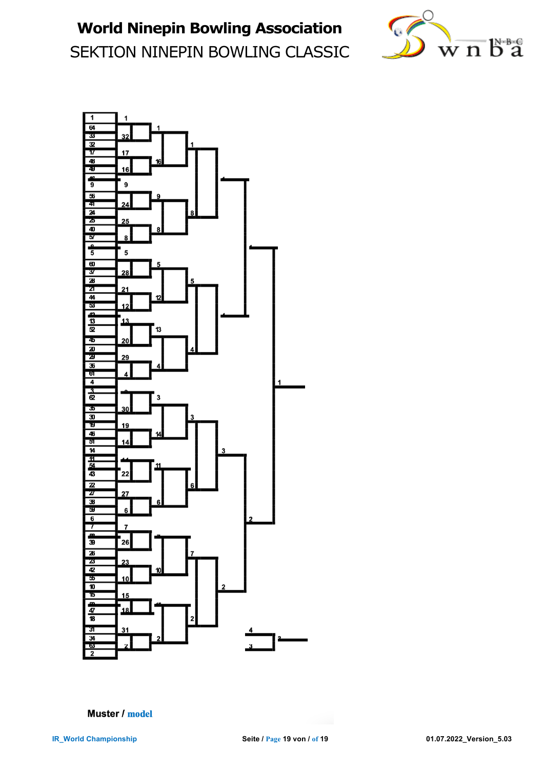# World Ninepin Bowling Association
SEKTION NINEPIN BOWLING CLASSIC

1
64
33
32
17
48
49
16
9
56
41
24
25
40
57
8
5
60
37
28
21
44
53
12
13
52
45
20
29
36
61
4
3
62
35
30
19
46
51
14
11
54
43
22
27
38
59
6
7
58
39
26
23
42
55
10
15
50
47
18
31
34
63
2

1
32
17
16
9
24
25
8
5
28
21
12
13
20
29
4
3
30
19
14
11
22
27
6
7
26
23
10
15
18
31
2

1
16
9
8
5
12
13
4
3
14
11
6
7
10
15
2

1
8
5
4
3
6
7
2

1
4
3
2

1
2

1

4
3
3

**Muster** / model